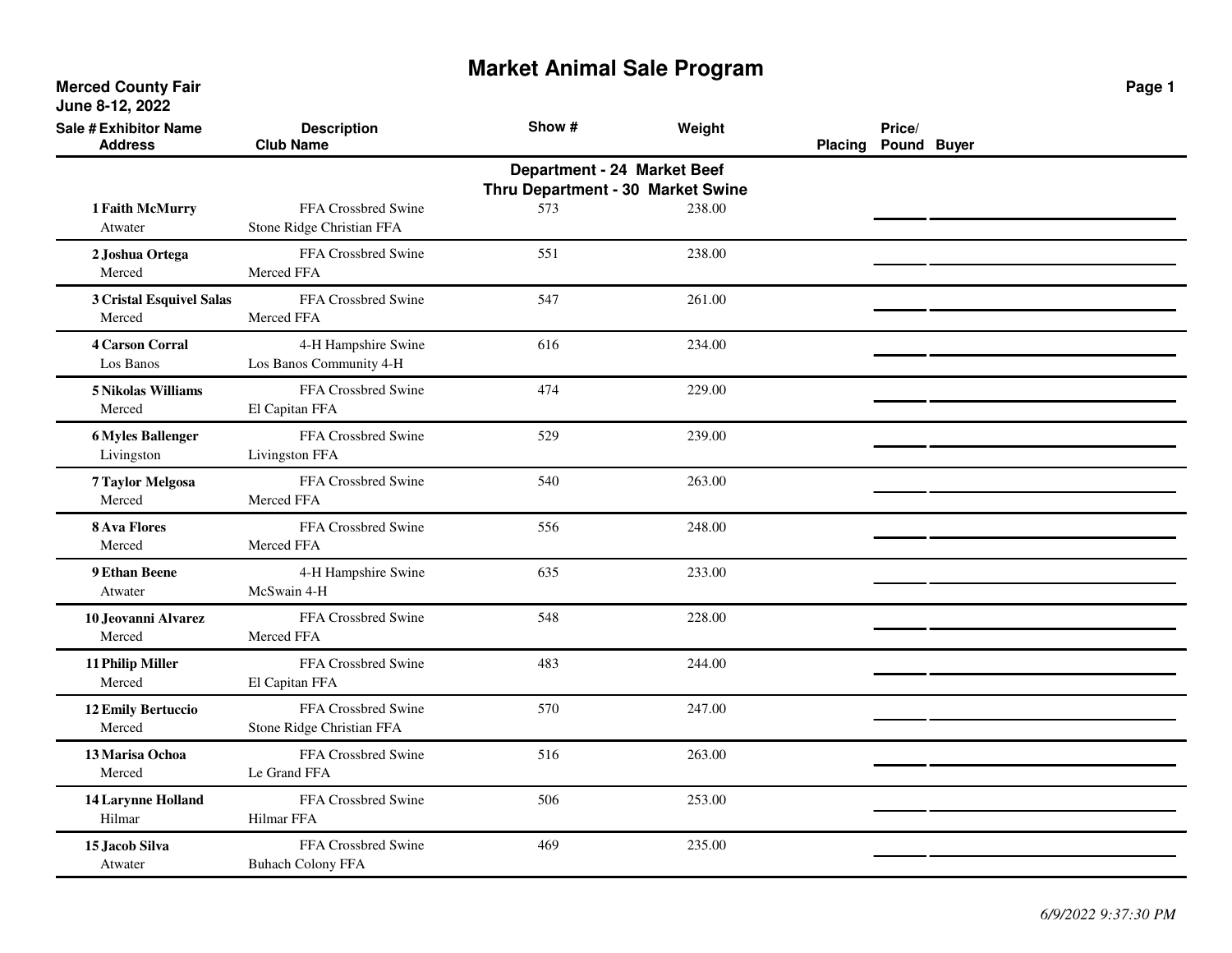# Market Animal Sale Program

**Merced County Fair**
**June 8-12, 2022**

| Sale # | Exhibitor Name / Address | Description / Club Name | Show # | Weight | Placing | Price/ Pound | Buyer |
|---|---|---|---|---|---|---|---|
| | | **Department - 24 Market Beef Thru Department - 30 Market Swine** | | | | | |
| 1 | **Faith McMurry**<br>Atwater | FFA Crossbred Swine<br>Stone Ridge Christian FFA | 573 | 238.00 | | | |
| 2 | **Joshua Ortega**<br>Merced | FFA Crossbred Swine<br>Merced FFA | 551 | 238.00 | | | |
| 3 | **Cristal Esquivel Salas**<br>Merced | FFA Crossbred Swine<br>Merced FFA | 547 | 261.00 | | | |
| 4 | **Carson Corral**<br>Los Banos | 4-H Hampshire Swine<br>Los Banos Community 4-H | 616 | 234.00 | | | |
| 5 | **Nikolas Williams**<br>Merced | FFA Crossbred Swine<br>El Capitan FFA | 474 | 229.00 | | | |
| 6 | **Myles Ballenger**<br>Livingston | FFA Crossbred Swine<br>Livingston FFA | 529 | 239.00 | | | |
| 7 | **Taylor Melgosa**<br>Merced | FFA Crossbred Swine<br>Merced FFA | 540 | 263.00 | | | |
| 8 | **Ava Flores**<br>Merced | FFA Crossbred Swine<br>Merced FFA | 556 | 248.00 | | | |
| 9 | **Ethan Beene**<br>Atwater | 4-H Hampshire Swine<br>McSwain 4-H | 635 | 233.00 | | | |
| 10 | **Jeovanni Alvarez**<br>Merced | FFA Crossbred Swine<br>Merced FFA | 548 | 228.00 | | | |
| 11 | **Philip Miller**<br>Merced | FFA Crossbred Swine<br>El Capitan FFA | 483 | 244.00 | | | |
| 12 | **Emily Bertuccio**<br>Merced | FFA Crossbred Swine<br>Stone Ridge Christian FFA | 570 | 247.00 | | | |
| 13 | **Marisa Ochoa**<br>Merced | FFA Crossbred Swine<br>Le Grand FFA | 516 | 263.00 | | | |
| 14 | **Larynne Holland**<br>Hilmar | FFA Crossbred Swine<br>Hilmar FFA | 506 | 253.00 | | | |
| 15 | **Jacob Silva**<br>Atwater | FFA Crossbred Swine<br>Buhach Colony FFA | 469 | 235.00 | | | |

*6/9/2022 9:37:30 PM*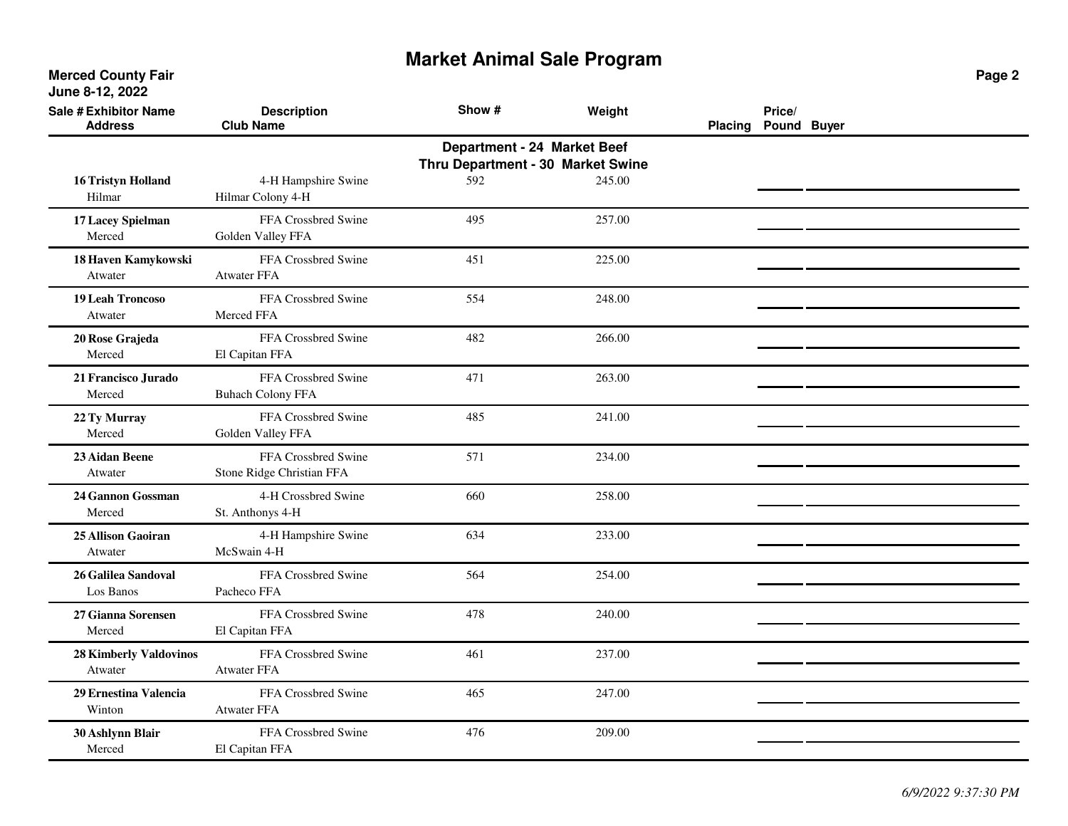# Market Animal Sale Program

**Merced County Fair**
**June 8-12, 2022**

**Department - 24 Market Beef**
**Thru Department - 30 Market Swine**

| Sale # | Exhibitor Name / Address | Description / Club Name | Show # | Weight | Placing | Price/ Pound | Buyer |
|---|---|---|---|---|---|---|---|
| 16 | **Tristyn Holland**<br>Hilmar | 4-H Hampshire Swine<br>Hilmar Colony 4-H | 592 | 245.00 | | | |
| 17 | **Lacey Spielman**<br>Merced | FFA Crossbred Swine<br>Golden Valley FFA | 495 | 257.00 | | | |
| 18 | **Haven Kamykowski**<br>Atwater | FFA Crossbred Swine<br>Atwater FFA | 451 | 225.00 | | | |
| 19 | **Leah Troncoso**<br>Atwater | FFA Crossbred Swine<br>Merced FFA | 554 | 248.00 | | | |
| 20 | **Rose Grajeda**<br>Merced | FFA Crossbred Swine<br>El Capitan FFA | 482 | 266.00 | | | |
| 21 | **Francisco Jurado**<br>Merced | FFA Crossbred Swine<br>Buhach Colony FFA | 471 | 263.00 | | | |
| 22 | **Ty Murray**<br>Merced | FFA Crossbred Swine<br>Golden Valley FFA | 485 | 241.00 | | | |
| 23 | **Aidan Beene**<br>Atwater | FFA Crossbred Swine<br>Stone Ridge Christian FFA | 571 | 234.00 | | | |
| 24 | **Gannon Gossman**<br>Merced | 4-H Crossbred Swine<br>St. Anthonys 4-H | 660 | 258.00 | | | |
| 25 | **Allison Gaoiran**<br>Atwater | 4-H Hampshire Swine<br>McSwain 4-H | 634 | 233.00 | | | |
| 26 | **Galilea Sandoval**<br>Los Banos | FFA Crossbred Swine<br>Pacheco FFA | 564 | 254.00 | | | |
| 27 | **Gianna Sorensen**<br>Merced | FFA Crossbred Swine<br>El Capitan FFA | 478 | 240.00 | | | |
| 28 | **Kimberly Valdovinos**<br>Atwater | FFA Crossbred Swine<br>Atwater FFA | 461 | 237.00 | | | |
| 29 | **Ernestina Valencia**<br>Winton | FFA Crossbred Swine<br>Atwater FFA | 465 | 247.00 | | | |
| 30 | **Ashlynn Blair**<br>Merced | FFA Crossbred Swine<br>El Capitan FFA | 476 | 209.00 | | | |

*6/9/2022 9:37:30 PM*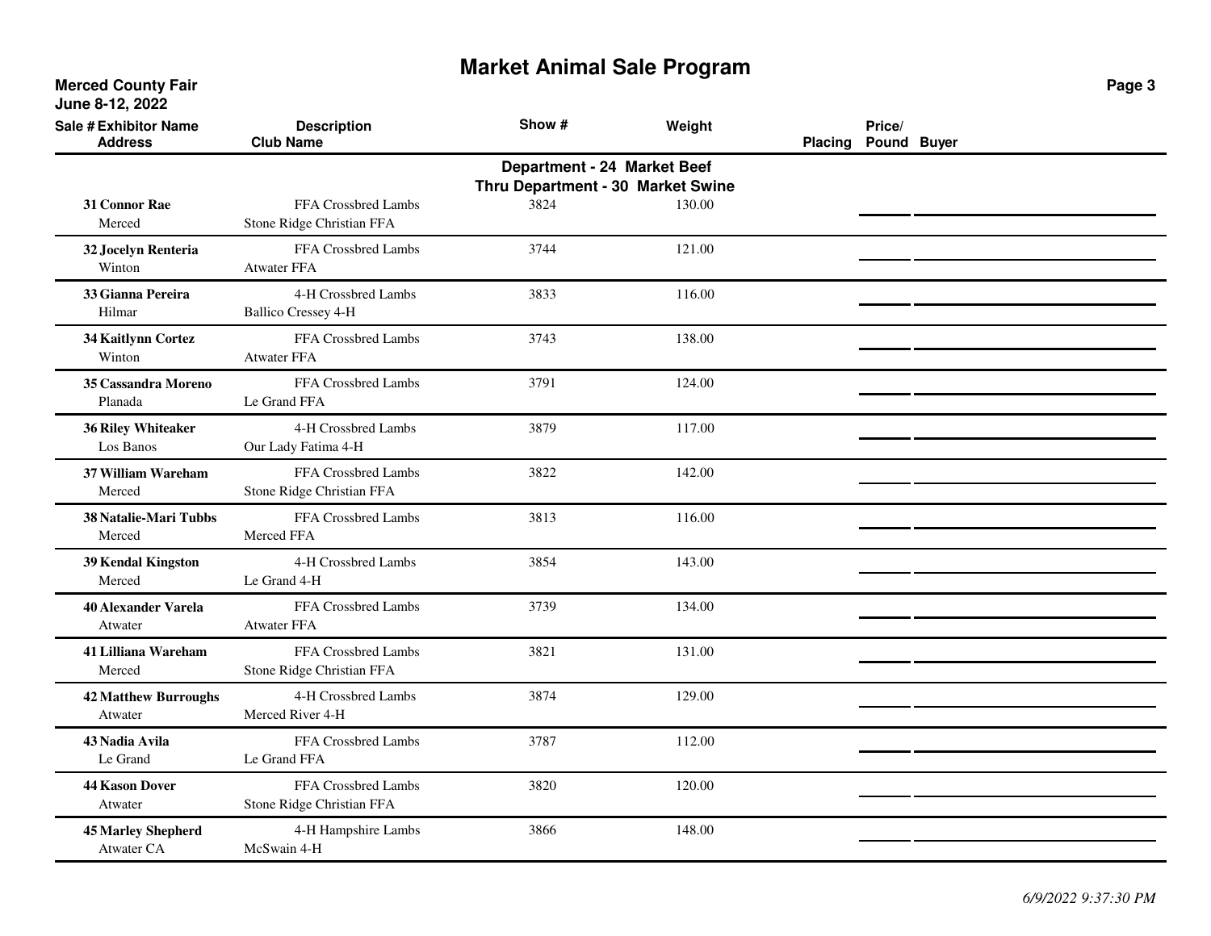# Market Animal Sale Program

**Merced County Fair**
**June 8-12, 2022**

### Department - 24 Market Beef Thru Department - 30 Market Swine

| Sale # | Exhibitor Name / Address | Description / Club Name | Show # | Weight | Placing | Price/Pound | Buyer |
|---|---|---|---|---|---|---|---|
| 31 | **Connor Rae**<br>Merced | FFA Crossbred Lambs<br>Stone Ridge Christian FFA | 3824 | 130.00 | | | |
| 32 | **Jocelyn Renteria**<br>Winton | FFA Crossbred Lambs<br>Atwater FFA | 3744 | 121.00 | | | |
| 33 | **Gianna Pereira**<br>Hilmar | 4-H Crossbred Lambs<br>Ballico Cressey 4-H | 3833 | 116.00 | | | |
| 34 | **Kaitlynn Cortez**<br>Winton | FFA Crossbred Lambs<br>Atwater FFA | 3743 | 138.00 | | | |
| 35 | **Cassandra Moreno**<br>Planada | FFA Crossbred Lambs<br>Le Grand FFA | 3791 | 124.00 | | | |
| 36 | **Riley Whiteaker**<br>Los Banos | 4-H Crossbred Lambs<br>Our Lady Fatima 4-H | 3879 | 117.00 | | | |
| 37 | **William Wareham**<br>Merced | FFA Crossbred Lambs<br>Stone Ridge Christian FFA | 3822 | 142.00 | | | |
| 38 | **Natalie-Mari Tubbs**<br>Merced | FFA Crossbred Lambs<br>Merced FFA | 3813 | 116.00 | | | |
| 39 | **Kendal Kingston**<br>Merced | 4-H Crossbred Lambs<br>Le Grand 4-H | 3854 | 143.00 | | | |
| 40 | **Alexander Varela**<br>Atwater | FFA Crossbred Lambs<br>Atwater FFA | 3739 | 134.00 | | | |
| 41 | **Lilliana Wareham**<br>Merced | FFA Crossbred Lambs<br>Stone Ridge Christian FFA | 3821 | 131.00 | | | |
| 42 | **Matthew Burroughs**<br>Atwater | 4-H Crossbred Lambs<br>Merced River 4-H | 3874 | 129.00 | | | |
| 43 | **Nadia Avila**<br>Le Grand | FFA Crossbred Lambs<br>Le Grand FFA | 3787 | 112.00 | | | |
| 44 | **Kason Dover**<br>Atwater | FFA Crossbred Lambs<br>Stone Ridge Christian FFA | 3820 | 120.00 | | | |
| 45 | **Marley Shepherd**<br>Atwater CA | 4-H Hampshire Lambs<br>McSwain 4-H | 3866 | 148.00 | | | |

*6/9/2022 9:37:30 PM*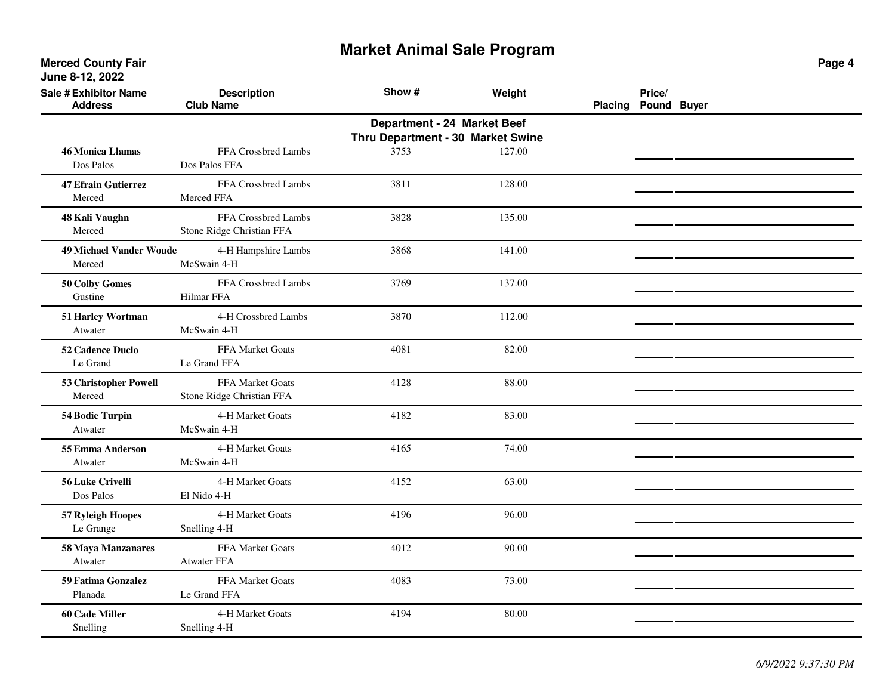# Market Animal Sale Program

**Merced County Fair**
**June 8-12, 2022**

**Department - 24 Market Beef**
**Thru Department - 30 Market Swine**

| Sale # | Exhibitor Name / Address | Description / Club Name | Show # | Weight | Placing | Price/ Pound | Buyer |
|---|---|---|---|---|---|---|---|
| 46 | **Monica Llamas**<br>Dos Palos | FFA Crossbred Lambs<br>Dos Palos FFA | 3753 | 127.00 | | | |
| 47 | **Efrain Gutierrez**<br>Merced | FFA Crossbred Lambs<br>Merced FFA | 3811 | 128.00 | | | |
| 48 | **Kali Vaughn**<br>Merced | FFA Crossbred Lambs<br>Stone Ridge Christian FFA | 3828 | 135.00 | | | |
| 49 | **Michael Vander Woude**<br>Merced | 4-H Hampshire Lambs<br>McSwain 4-H | 3868 | 141.00 | | | |
| 50 | **Colby Gomes**<br>Gustine | FFA Crossbred Lambs<br>Hilmar FFA | 3769 | 137.00 | | | |
| 51 | **Harley Wortman**<br>Atwater | 4-H Crossbred Lambs<br>McSwain 4-H | 3870 | 112.00 | | | |
| 52 | **Cadence Duclo**<br>Le Grand | FFA Market Goats<br>Le Grand FFA | 4081 | 82.00 | | | |
| 53 | **Christopher Powell**<br>Merced | FFA Market Goats<br>Stone Ridge Christian FFA | 4128 | 88.00 | | | |
| 54 | **Bodie Turpin**<br>Atwater | 4-H Market Goats<br>McSwain 4-H | 4182 | 83.00 | | | |
| 55 | **Emma Anderson**<br>Atwater | 4-H Market Goats<br>McSwain 4-H | 4165 | 74.00 | | | |
| 56 | **Luke Crivelli**<br>Dos Palos | 4-H Market Goats<br>El Nido 4-H | 4152 | 63.00 | | | |
| 57 | **Ryleigh Hoopes**<br>Le Grange | 4-H Market Goats<br>Snelling 4-H | 4196 | 96.00 | | | |
| 58 | **Maya Manzanares**<br>Atwater | FFA Market Goats<br>Atwater FFA | 4012 | 90.00 | | | |
| 59 | **Fatima Gonzalez**<br>Planada | FFA Market Goats<br>Le Grand FFA | 4083 | 73.00 | | | |
| 60 | **Cade Miller**<br>Snelling | 4-H Market Goats<br>Snelling 4-H | 4194 | 80.00 | | | |

*6/9/2022 9:37:30 PM*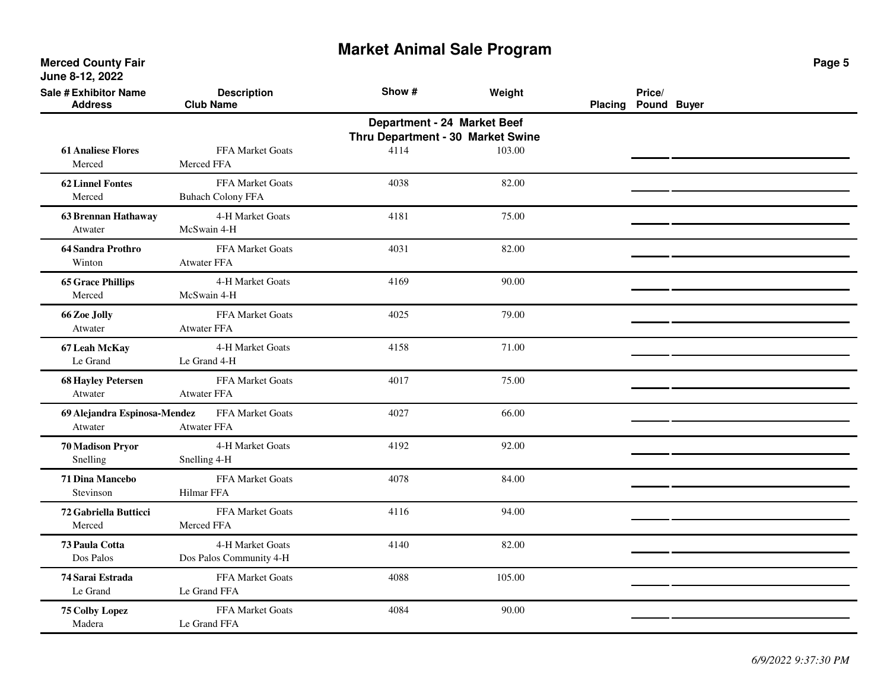# Market Animal Sale Program

**Merced County Fair**
**June 8-12, 2022**

**Department - 24 Market Beef**
**Thru Department - 30 Market Swine**

| Sale # | Exhibitor Name / Address | Description / Club Name | Show # | Weight | Placing | Price/ Pound | Buyer |
|---|---|---|---|---|---|---|---|
| 61 | **Analiese Flores**<br>Merced | FFA Market Goats<br>Merced FFA | 4114 | 103.00 | | | |
| 62 | **Linnel Fontes**<br>Merced | FFA Market Goats<br>Buhach Colony FFA | 4038 | 82.00 | | | |
| 63 | **Brennan Hathaway**<br>Atwater | 4-H Market Goats<br>McSwain 4-H | 4181 | 75.00 | | | |
| 64 | **Sandra Prothro**<br>Winton | FFA Market Goats<br>Atwater FFA | 4031 | 82.00 | | | |
| 65 | **Grace Phillips**<br>Merced | 4-H Market Goats<br>McSwain 4-H | 4169 | 90.00 | | | |
| 66 | **Zoe Jolly**<br>Atwater | FFA Market Goats<br>Atwater FFA | 4025 | 79.00 | | | |
| 67 | **Leah McKay**<br>Le Grand | 4-H Market Goats<br>Le Grand 4-H | 4158 | 71.00 | | | |
| 68 | **Hayley Petersen**<br>Atwater | FFA Market Goats<br>Atwater FFA | 4017 | 75.00 | | | |
| 69 | **Alejandra Espinosa-Mendez**<br>Atwater | FFA Market Goats<br>Atwater FFA | 4027 | 66.00 | | | |
| 70 | **Madison Pryor**<br>Snelling | 4-H Market Goats<br>Snelling 4-H | 4192 | 92.00 | | | |
| 71 | **Dina Mancebo**<br>Stevinson | FFA Market Goats<br>Hilmar FFA | 4078 | 84.00 | | | |
| 72 | **Gabriella Butticci**<br>Merced | FFA Market Goats<br>Merced FFA | 4116 | 94.00 | | | |
| 73 | **Paula Cotta**<br>Dos Palos | 4-H Market Goats<br>Dos Palos Community 4-H | 4140 | 82.00 | | | |
| 74 | **Sarai Estrada**<br>Le Grand | FFA Market Goats<br>Le Grand FFA | 4088 | 105.00 | | | |
| 75 | **Colby Lopez**<br>Madera | FFA Market Goats<br>Le Grand FFA | 4084 | 90.00 | | | |

*6/9/2022 9:37:30 PM*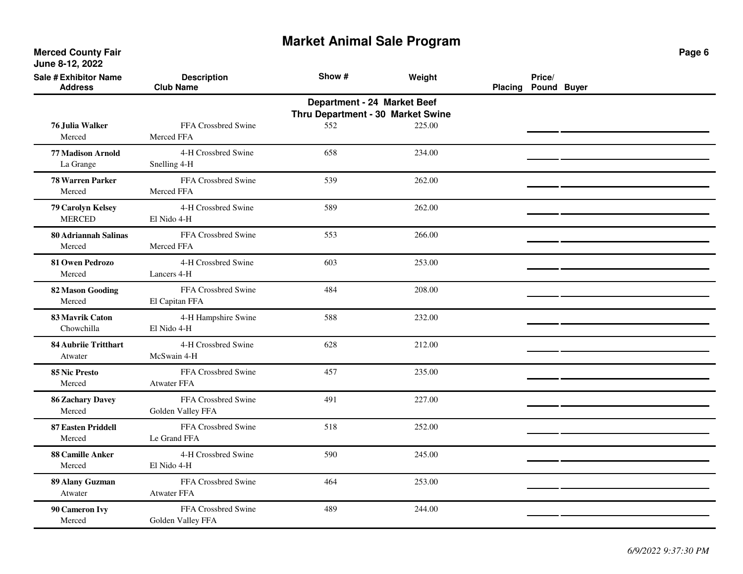# Market Animal Sale Program

**Merced County Fair**
**June 8-12, 2022**

### Department - 24 Market Beef Thru Department - 30 Market Swine

| Sale # | Exhibitor Name / Address | Description / Club Name | Show # | Weight | Placing | Price/ Pound | Buyer |
|---|---|---|---|---|---|---|---|
| 76 | **Julia Walker**<br>Merced | FFA Crossbred Swine<br>Merced FFA | 552 | 225.00 | | | |
| 77 | **Madison Arnold**<br>La Grange | 4-H Crossbred Swine<br>Snelling 4-H | 658 | 234.00 | | | |
| 78 | **Warren Parker**<br>Merced | FFA Crossbred Swine<br>Merced FFA | 539 | 262.00 | | | |
| 79 | **Carolyn Kelsey**<br>MERCED | 4-H Crossbred Swine<br>El Nido 4-H | 589 | 262.00 | | | |
| 80 | **Adriannah Salinas**<br>Merced | FFA Crossbred Swine<br>Merced FFA | 553 | 266.00 | | | |
| 81 | **Owen Pedrozo**<br>Merced | 4-H Crossbred Swine<br>Lancers 4-H | 603 | 253.00 | | | |
| 82 | **Mason Gooding**<br>Merced | FFA Crossbred Swine<br>El Capitan FFA | 484 | 208.00 | | | |
| 83 | **Mavrik Caton**<br>Chowchilla | 4-H Hampshire Swine<br>El Nido 4-H | 588 | 232.00 | | | |
| 84 | **Aubriie Tritthart**<br>Atwater | 4-H Crossbred Swine<br>McSwain 4-H | 628 | 212.00 | | | |
| 85 | **Nic Presto**<br>Merced | FFA Crossbred Swine<br>Atwater FFA | 457 | 235.00 | | | |
| 86 | **Zachary Davey**<br>Merced | FFA Crossbred Swine<br>Golden Valley FFA | 491 | 227.00 | | | |
| 87 | **Easten Priddell**<br>Merced | FFA Crossbred Swine<br>Le Grand FFA | 518 | 252.00 | | | |
| 88 | **Camille Anker**<br>Merced | 4-H Crossbred Swine<br>El Nido 4-H | 590 | 245.00 | | | |
| 89 | **Alany Guzman**<br>Atwater | FFA Crossbred Swine<br>Atwater FFA | 464 | 253.00 | | | |
| 90 | **Cameron Ivy**<br>Merced | FFA Crossbred Swine<br>Golden Valley FFA | 489 | 244.00 | | | |

*6/9/2022 9:37:30 PM*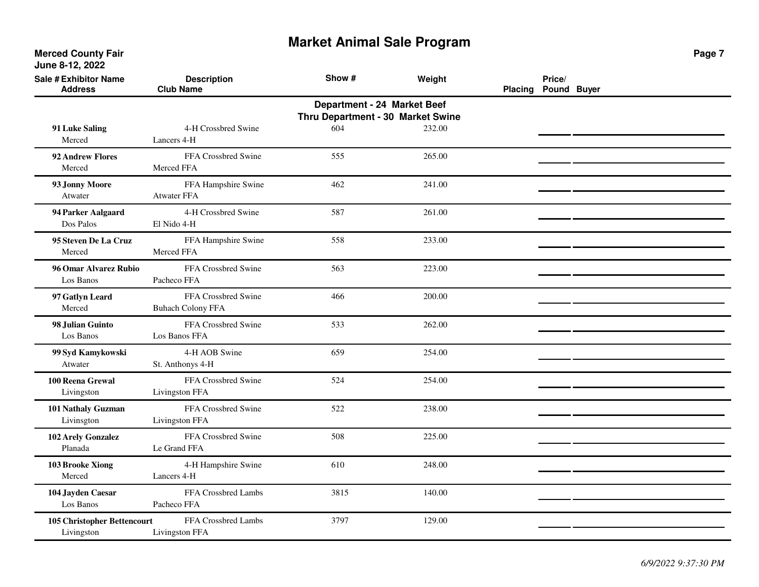# Market Animal Sale Program

**Merced County Fair**
**June 8-12, 2022**

### Department - 24 Market Beef Thru Department - 30 Market Swine

| Sale # | Exhibitor Name / Address | Description / Club Name | Show # | Weight | Placing | Price/Pound | Buyer |
|---|---|---|---|---|---|---|---|
| 91 | **Luke Saling**<br>Merced | 4-H Crossbred Swine<br>Lancers 4-H | 604 | 232.00 | | | |
| 92 | **Andrew Flores**<br>Merced | FFA Crossbred Swine<br>Merced FFA | 555 | 265.00 | | | |
| 93 | **Jonny Moore**<br>Atwater | FFA Hampshire Swine<br>Atwater FFA | 462 | 241.00 | | | |
| 94 | **Parker Aalgaard**<br>Dos Palos | 4-H Crossbred Swine<br>El Nido 4-H | 587 | 261.00 | | | |
| 95 | **Steven De La Cruz**<br>Merced | FFA Hampshire Swine<br>Merced FFA | 558 | 233.00 | | | |
| 96 | **Omar Alvarez Rubio**<br>Los Banos | FFA Crossbred Swine<br>Pacheco FFA | 563 | 223.00 | | | |
| 97 | **Gatlyn Leard**<br>Merced | FFA Crossbred Swine<br>Buhach Colony FFA | 466 | 200.00 | | | |
| 98 | **Julian Guinto**<br>Los Banos | FFA Crossbred Swine<br>Los Banos FFA | 533 | 262.00 | | | |
| 99 | **Syd Kamykowski**<br>Atwater | 4-H AOB Swine<br>St. Anthonys 4-H | 659 | 254.00 | | | |
| 100 | **Reena Grewal**<br>Livingston | FFA Crossbred Swine<br>Livingston FFA | 524 | 254.00 | | | |
| 101 | **Nathaly Guzman**<br>Livinsgton | FFA Crossbred Swine<br>Livingston FFA | 522 | 238.00 | | | |
| 102 | **Arely Gonzalez**<br>Planada | FFA Crossbred Swine<br>Le Grand FFA | 508 | 225.00 | | | |
| 103 | **Brooke Xiong**<br>Merced | 4-H Hampshire Swine<br>Lancers 4-H | 610 | 248.00 | | | |
| 104 | **Jayden Caesar**<br>Los Banos | FFA Crossbred Lambs<br>Pacheco FFA | 3815 | 140.00 | | | |
| 105 | **Christopher Bettencourt**<br>Livingston | FFA Crossbred Lambs<br>Livingston FFA | 3797 | 129.00 | | | |

*6/9/2022 9:37:30 PM*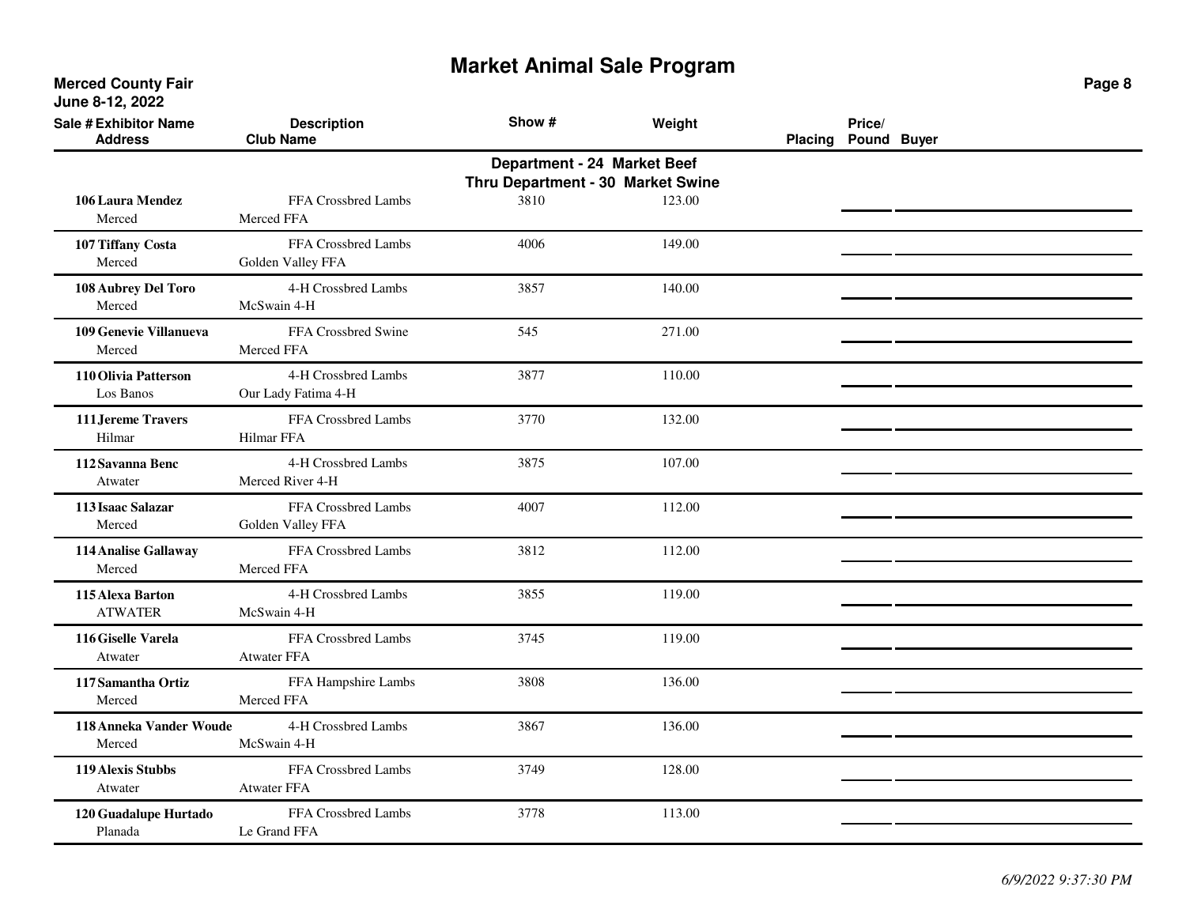# Market Animal Sale Program

**Merced County Fair**
**June 8-12, 2022**

**Department - 24 Market Beef Thru Department - 30 Market Swine**

| Sale # | Exhibitor Name / Address | Description / Club Name | Show # | Weight | Placing | Price/ Pound | Buyer |
|---|---|---|---|---|---|---|---|
| 106 | **Laura Mendez**<br>Merced | FFA Crossbred Lambs<br>Merced FFA | 3810 | 123.00 | | | |
| 107 | **Tiffany Costa**<br>Merced | FFA Crossbred Lambs<br>Golden Valley FFA | 4006 | 149.00 | | | |
| 108 | **Aubrey Del Toro**<br>Merced | 4-H Crossbred Lambs<br>McSwain 4-H | 3857 | 140.00 | | | |
| 109 | **Genevie Villanueva**<br>Merced | FFA Crossbred Swine<br>Merced FFA | 545 | 271.00 | | | |
| 110 | **Olivia Patterson**<br>Los Banos | 4-H Crossbred Lambs<br>Our Lady Fatima 4-H | 3877 | 110.00 | | | |
| 111 | **Jereme Travers**<br>Hilmar | FFA Crossbred Lambs<br>Hilmar FFA | 3770 | 132.00 | | | |
| 112 | **Savanna Benc**<br>Atwater | 4-H Crossbred Lambs<br>Merced River 4-H | 3875 | 107.00 | | | |
| 113 | **Isaac Salazar**<br>Merced | FFA Crossbred Lambs<br>Golden Valley FFA | 4007 | 112.00 | | | |
| 114 | **Analise Gallaway**<br>Merced | FFA Crossbred Lambs<br>Merced FFA | 3812 | 112.00 | | | |
| 115 | **Alexa Barton**<br>ATWATER | 4-H Crossbred Lambs<br>McSwain 4-H | 3855 | 119.00 | | | |
| 116 | **Giselle Varela**<br>Atwater | FFA Crossbred Lambs<br>Atwater FFA | 3745 | 119.00 | | | |
| 117 | **Samantha Ortiz**<br>Merced | FFA Hampshire Lambs<br>Merced FFA | 3808 | 136.00 | | | |
| 118 | **Anneka Vander Woude**<br>Merced | 4-H Crossbred Lambs<br>McSwain 4-H | 3867 | 136.00 | | | |
| 119 | **Alexis Stubbs**<br>Atwater | FFA Crossbred Lambs<br>Atwater FFA | 3749 | 128.00 | | | |
| 120 | **Guadalupe Hurtado**<br>Planada | FFA Crossbred Lambs<br>Le Grand FFA | 3778 | 113.00 | | | |

*6/9/2022 9:37:30 PM*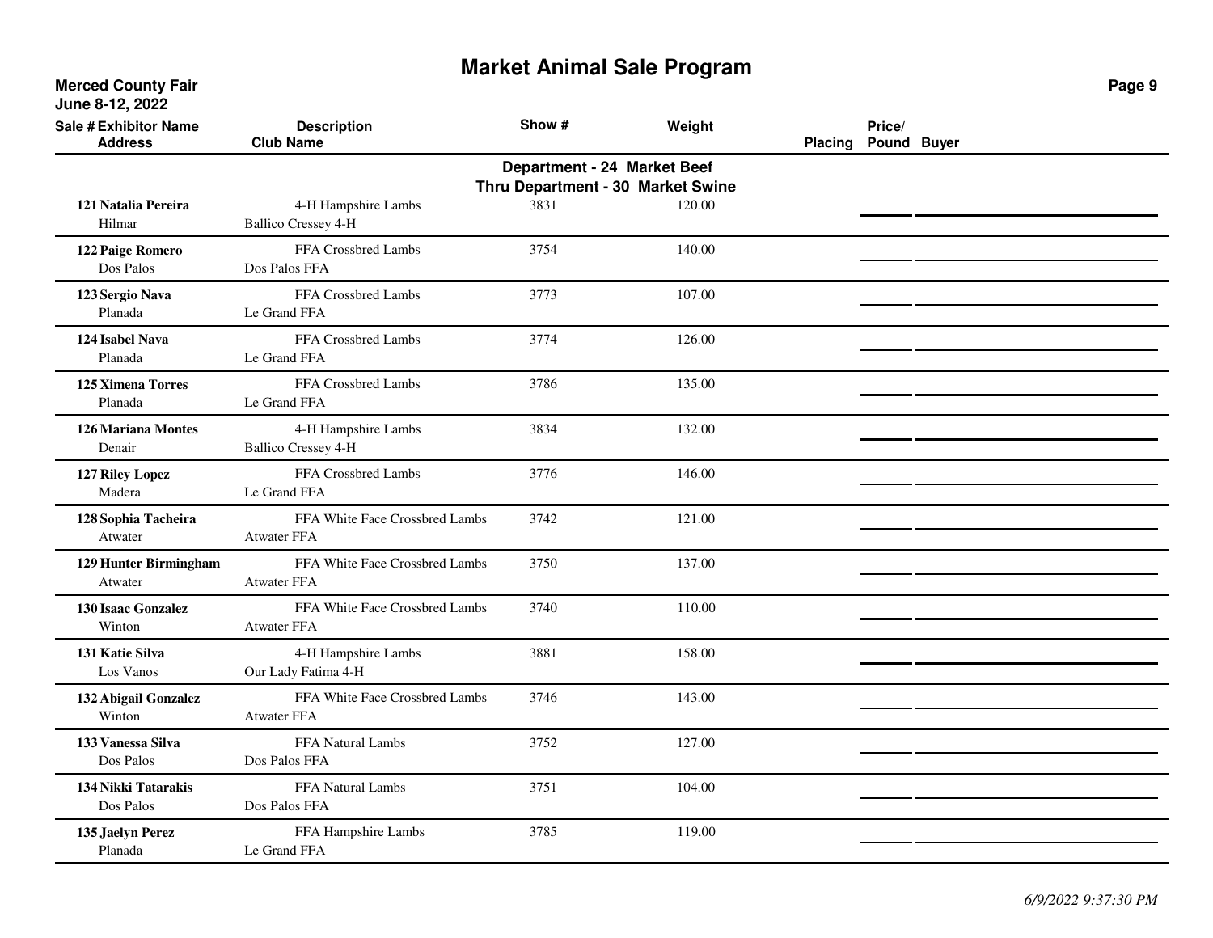# Market Animal Sale Program

**Merced County Fair**
**June 8-12, 2022**

**Department - 24 Market Beef**
**Thru Department - 30 Market Swine**

| Sale # | Exhibitor Name / Address | Description / Club Name | Show # | Weight | Placing | Price/ Pound | Buyer |
|---|---|---|---|---|---|---|---|
| 121 | **Natalia Pereira**<br>Hilmar | 4-H Hampshire Lambs<br>Ballico Cressey 4-H | 3831 | 120.00 | | | |
| 122 | **Paige Romero**<br>Dos Palos | FFA Crossbred Lambs<br>Dos Palos FFA | 3754 | 140.00 | | | |
| 123 | **Sergio Nava**<br>Planada | FFA Crossbred Lambs<br>Le Grand FFA | 3773 | 107.00 | | | |
| 124 | **Isabel Nava**<br>Planada | FFA Crossbred Lambs<br>Le Grand FFA | 3774 | 126.00 | | | |
| 125 | **Ximena Torres**<br>Planada | FFA Crossbred Lambs<br>Le Grand FFA | 3786 | 135.00 | | | |
| 126 | **Mariana Montes**<br>Denair | 4-H Hampshire Lambs<br>Ballico Cressey 4-H | 3834 | 132.00 | | | |
| 127 | **Riley Lopez**<br>Madera | FFA Crossbred Lambs<br>Le Grand FFA | 3776 | 146.00 | | | |
| 128 | **Sophia Tacheira**<br>Atwater | FFA White Face Crossbred Lambs<br>Atwater FFA | 3742 | 121.00 | | | |
| 129 | **Hunter Birmingham**<br>Atwater | FFA White Face Crossbred Lambs<br>Atwater FFA | 3750 | 137.00 | | | |
| 130 | **Isaac Gonzalez**<br>Winton | FFA White Face Crossbred Lambs<br>Atwater FFA | 3740 | 110.00 | | | |
| 131 | **Katie Silva**<br>Los Vanos | 4-H Hampshire Lambs<br>Our Lady Fatima 4-H | 3881 | 158.00 | | | |
| 132 | **Abigail Gonzalez**<br>Winton | FFA White Face Crossbred Lambs<br>Atwater FFA | 3746 | 143.00 | | | |
| 133 | **Vanessa Silva**<br>Dos Palos | FFA Natural Lambs<br>Dos Palos FFA | 3752 | 127.00 | | | |
| 134 | **Nikki Tatarakis**<br>Dos Palos | FFA Natural Lambs<br>Dos Palos FFA | 3751 | 104.00 | | | |
| 135 | **Jaelyn Perez**<br>Planada | FFA Hampshire Lambs<br>Le Grand FFA | 3785 | 119.00 | | | |

*6/9/2022 9:37:30 PM*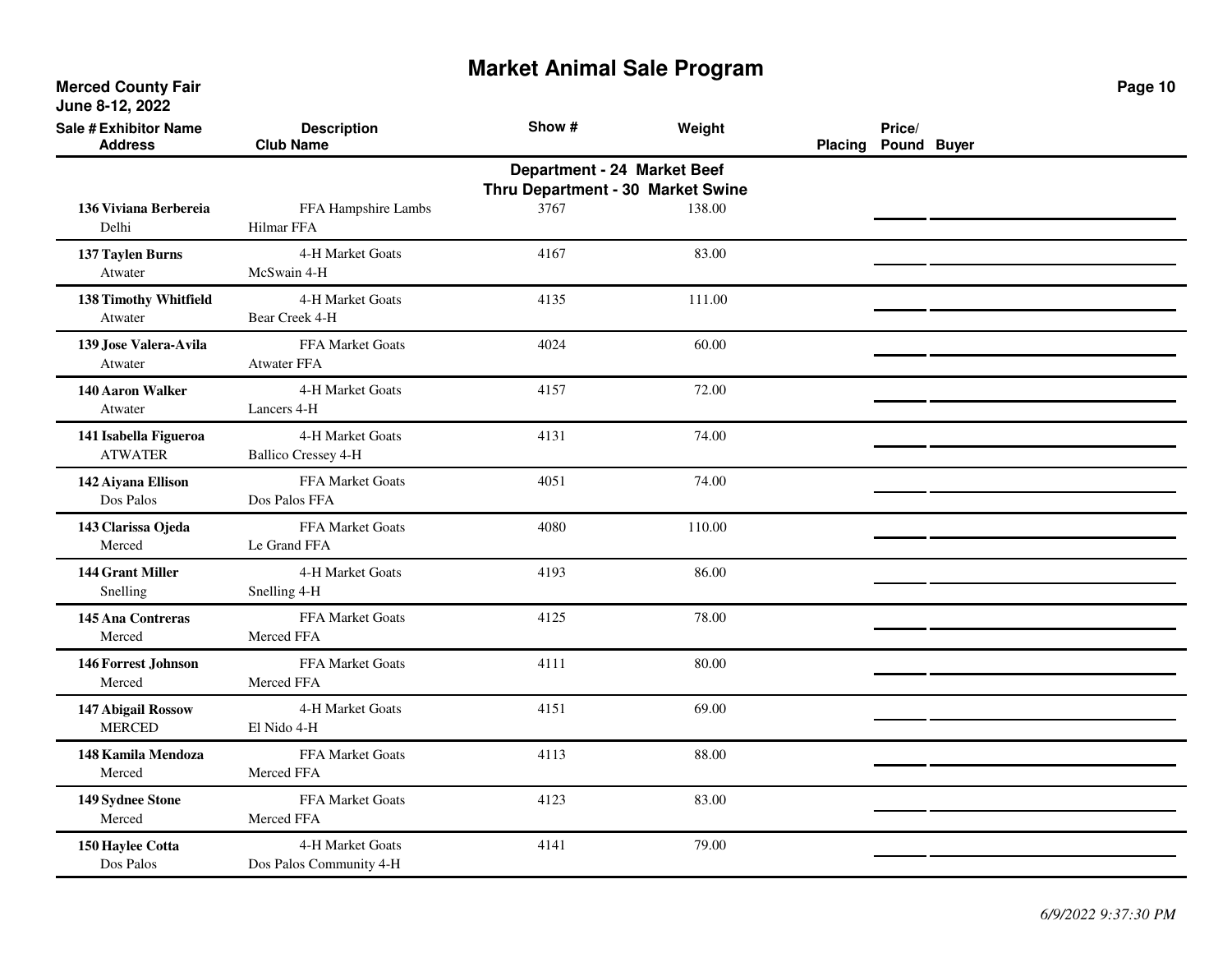# Market Animal Sale Program

**Merced County Fair**
**June 8-12, 2022**

**Department - 24 Market Beef**
**Thru Department - 30 Market Swine**

| Sale # | Exhibitor Name / Address | Description / Club Name | Show # | Weight | Placing | Price/ Pound | Buyer |
|---|---|---|---|---|---|---|---|
| 136 | **Viviana Berbereia**<br>Delhi | FFA Hampshire Lambs<br>Hilmar FFA | 3767 | 138.00 | | | |
| 137 | **Taylen Burns**<br>Atwater | 4-H Market Goats<br>McSwain 4-H | 4167 | 83.00 | | | |
| 138 | **Timothy Whitfield**<br>Atwater | 4-H Market Goats<br>Bear Creek 4-H | 4135 | 111.00 | | | |
| 139 | **Jose Valera-Avila**<br>Atwater | FFA Market Goats<br>Atwater FFA | 4024 | 60.00 | | | |
| 140 | **Aaron Walker**<br>Atwater | 4-H Market Goats<br>Lancers 4-H | 4157 | 72.00 | | | |
| 141 | **Isabella Figueroa**<br>ATWATER | 4-H Market Goats<br>Ballico Cressey 4-H | 4131 | 74.00 | | | |
| 142 | **Aiyana Ellison**<br>Dos Palos | FFA Market Goats<br>Dos Palos FFA | 4051 | 74.00 | | | |
| 143 | **Clarissa Ojeda**<br>Merced | FFA Market Goats<br>Le Grand FFA | 4080 | 110.00 | | | |
| 144 | **Grant Miller**<br>Snelling | 4-H Market Goats<br>Snelling 4-H | 4193 | 86.00 | | | |
| 145 | **Ana Contreras**<br>Merced | FFA Market Goats<br>Merced FFA | 4125 | 78.00 | | | |
| 146 | **Forrest Johnson**<br>Merced | FFA Market Goats<br>Merced FFA | 4111 | 80.00 | | | |
| 147 | **Abigail Rossow**<br>MERCED | 4-H Market Goats<br>El Nido 4-H | 4151 | 69.00 | | | |
| 148 | **Kamila Mendoza**<br>Merced | FFA Market Goats<br>Merced FFA | 4113 | 88.00 | | | |
| 149 | **Sydnee Stone**<br>Merced | FFA Market Goats<br>Merced FFA | 4123 | 83.00 | | | |
| 150 | **Haylee Cotta**<br>Dos Palos | 4-H Market Goats<br>Dos Palos Community 4-H | 4141 | 79.00 | | | |

*6/9/2022 9:37:30 PM*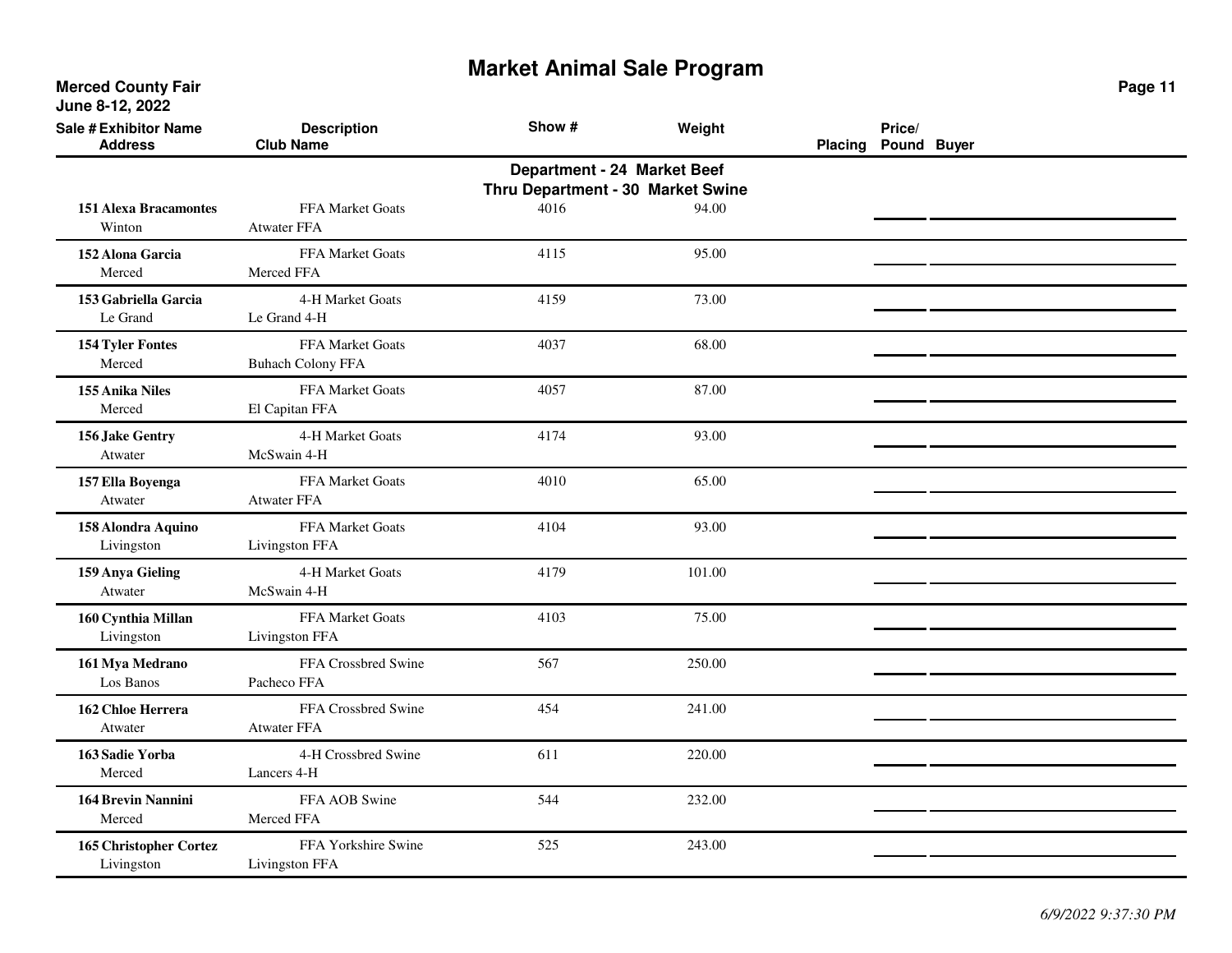# Market Animal Sale Program

**Merced County Fair**
**June 8-12, 2022**

## Department - 24 Market Beef Thru Department - 30 Market Swine

| Sale # | Exhibitor Name / Address | Description / Club Name | Show # | Weight | Placing | Price/ Pound | Buyer |
|---|---|---|---|---|---|---|---|
| 151 | **Alexa Bracamontes**<br>Winton | FFA Market Goats<br>Atwater FFA | 4016 | 94.00 | | | |
| 152 | **Alona Garcia**<br>Merced | FFA Market Goats<br>Merced FFA | 4115 | 95.00 | | | |
| 153 | **Gabriella Garcia**<br>Le Grand | 4-H Market Goats<br>Le Grand 4-H | 4159 | 73.00 | | | |
| 154 | **Tyler Fontes**<br>Merced | FFA Market Goats<br>Buhach Colony FFA | 4037 | 68.00 | | | |
| 155 | **Anika Niles**<br>Merced | FFA Market Goats<br>El Capitan FFA | 4057 | 87.00 | | | |
| 156 | **Jake Gentry**<br>Atwater | 4-H Market Goats<br>McSwain 4-H | 4174 | 93.00 | | | |
| 157 | **Ella Boyenga**<br>Atwater | FFA Market Goats<br>Atwater FFA | 4010 | 65.00 | | | |
| 158 | **Alondra Aquino**<br>Livingston | FFA Market Goats<br>Livingston FFA | 4104 | 93.00 | | | |
| 159 | **Anya Gieling**<br>Atwater | 4-H Market Goats<br>McSwain 4-H | 4179 | 101.00 | | | |
| 160 | **Cynthia Millan**<br>Livingston | FFA Market Goats<br>Livingston FFA | 4103 | 75.00 | | | |
| 161 | **Mya Medrano**<br>Los Banos | FFA Crossbred Swine<br>Pacheco FFA | 567 | 250.00 | | | |
| 162 | **Chloe Herrera**<br>Atwater | FFA Crossbred Swine<br>Atwater FFA | 454 | 241.00 | | | |
| 163 | **Sadie Yorba**<br>Merced | 4-H Crossbred Swine<br>Lancers 4-H | 611 | 220.00 | | | |
| 164 | **Brevin Nannini**<br>Merced | FFA AOB Swine<br>Merced FFA | 544 | 232.00 | | | |
| 165 | **Christopher Cortez**<br>Livingston | FFA Yorkshire Swine<br>Livingston FFA | 525 | 243.00 | | | |

*6/9/2022 9:37:30 PM*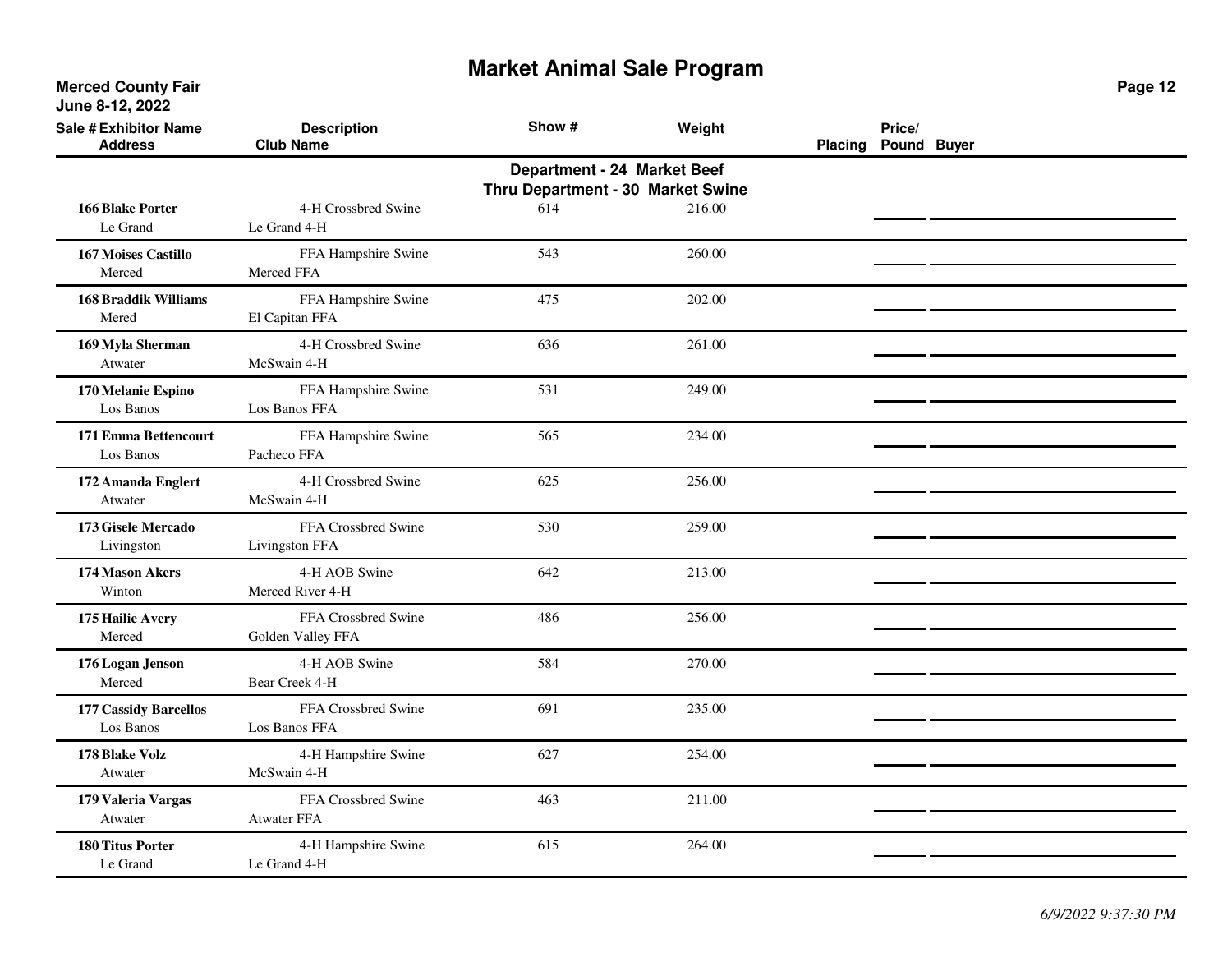# Market Animal Sale Program

**Merced County Fair**
**June 8-12, 2022**

**Department - 24 Market Beef**
**Thru Department - 30 Market Swine**

| Sale # | Exhibitor Name / Address | Description / Club Name | Show # | Weight | Placing | Price/ Pound | Buyer |
|---|---|---|---|---|---|---|---|
| 166 | **Blake Porter**<br>Le Grand | 4-H Crossbred Swine<br>Le Grand 4-H | 614 | 216.00 | | | |
| 167 | **Moises Castillo**<br>Merced | FFA Hampshire Swine<br>Merced FFA | 543 | 260.00 | | | |
| 168 | **Braddik Williams**<br>Mered | FFA Hampshire Swine<br>El Capitan FFA | 475 | 202.00 | | | |
| 169 | **Myla Sherman**<br>Atwater | 4-H Crossbred Swine<br>McSwain 4-H | 636 | 261.00 | | | |
| 170 | **Melanie Espino**<br>Los Banos | FFA Hampshire Swine<br>Los Banos FFA | 531 | 249.00 | | | |
| 171 | **Emma Bettencourt**<br>Los Banos | FFA Hampshire Swine<br>Pacheco FFA | 565 | 234.00 | | | |
| 172 | **Amanda Englert**<br>Atwater | 4-H Crossbred Swine<br>McSwain 4-H | 625 | 256.00 | | | |
| 173 | **Gisele Mercado**<br>Livingston | FFA Crossbred Swine<br>Livingston FFA | 530 | 259.00 | | | |
| 174 | **Mason Akers**<br>Winton | 4-H AOB Swine<br>Merced River 4-H | 642 | 213.00 | | | |
| 175 | **Hailie Avery**<br>Merced | FFA Crossbred Swine<br>Golden Valley FFA | 486 | 256.00 | | | |
| 176 | **Logan Jenson**<br>Merced | 4-H AOB Swine<br>Bear Creek 4-H | 584 | 270.00 | | | |
| 177 | **Cassidy Barcellos**<br>Los Banos | FFA Crossbred Swine<br>Los Banos FFA | 691 | 235.00 | | | |
| 178 | **Blake Volz**<br>Atwater | 4-H Hampshire Swine<br>McSwain 4-H | 627 | 254.00 | | | |
| 179 | **Valeria Vargas**<br>Atwater | FFA Crossbred Swine<br>Atwater FFA | 463 | 211.00 | | | |
| 180 | **Titus Porter**<br>Le Grand | 4-H Hampshire Swine<br>Le Grand 4-H | 615 | 264.00 | | | |

*6/9/2022 9:37:30 PM*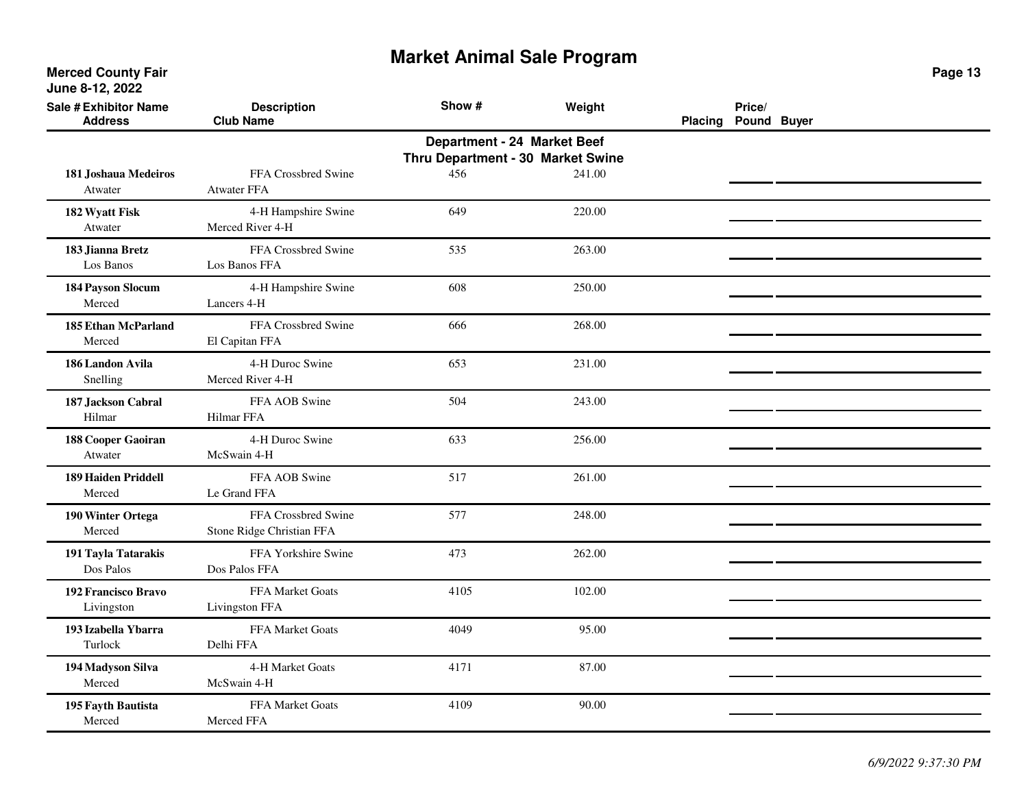# Market Animal Sale Program

**Merced County Fair**
**June 8-12, 2022**

## Department - 24 Market Beef Thru Department - 30 Market Swine

| Sale # | Exhibitor Name / Address | Description / Club Name | Show # | Weight | Placing | Price/ Pound | Buyer |
|---|---|---|---|---|---|---|---|
| 181 | Joshaua Medeiros / Atwater | FFA Crossbred Swine / Atwater FFA | 456 | 241.00 | | | |
| 182 | Wyatt Fisk / Atwater | 4-H Hampshire Swine / Merced River 4-H | 649 | 220.00 | | | |
| 183 | Jianna Bretz / Los Banos | FFA Crossbred Swine / Los Banos FFA | 535 | 263.00 | | | |
| 184 | Payson Slocum / Merced | 4-H Hampshire Swine / Lancers 4-H | 608 | 250.00 | | | |
| 185 | Ethan McParland / Merced | FFA Crossbred Swine / El Capitan FFA | 666 | 268.00 | | | |
| 186 | Landon Avila / Snelling | 4-H Duroc Swine / Merced River 4-H | 653 | 231.00 | | | |
| 187 | Jackson Cabral / Hilmar | FFA AOB Swine / Hilmar FFA | 504 | 243.00 | | | |
| 188 | Cooper Gaoiran / Atwater | 4-H Duroc Swine / McSwain 4-H | 633 | 256.00 | | | |
| 189 | Haiden Priddell / Merced | FFA AOB Swine / Le Grand FFA | 517 | 261.00 | | | |
| 190 | Winter Ortega / Merced | FFA Crossbred Swine / Stone Ridge Christian FFA | 577 | 248.00 | | | |
| 191 | Tayla Tatarakis / Dos Palos | FFA Yorkshire Swine / Dos Palos FFA | 473 | 262.00 | | | |
| 192 | Francisco Bravo / Livingston | FFA Market Goats / Livingston FFA | 4105 | 102.00 | | | |
| 193 | Izabella Ybarra / Turlock | FFA Market Goats / Delhi FFA | 4049 | 95.00 | | | |
| 194 | Madyson Silva / Merced | 4-H Market Goats / McSwain 4-H | 4171 | 87.00 | | | |
| 195 | Fayth Bautista / Merced | FFA Market Goats / Merced FFA | 4109 | 90.00 | | | |

*6/9/2022 9:37:30 PM*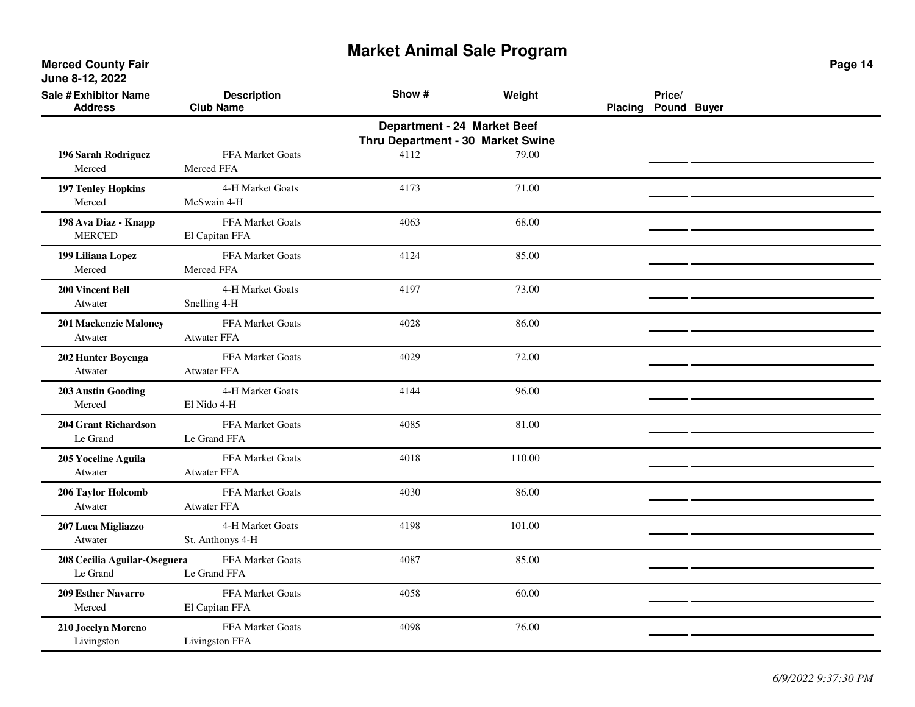# Market Animal Sale Program

**Merced County Fair**
**June 8-12, 2022**

**Department - 24 Market Beef**
**Thru Department - 30 Market Swine**

| Sale # | Exhibitor Name / Address | Description / Club Name | Show # | Weight | Placing | Price/Pound | Buyer |
|---|---|---|---|---|---|---|---|
| 196 | **Sarah Rodriguez**<br>Merced | FFA Market Goats<br>Merced FFA | 4112 | 79.00 | | | |
| 197 | **Tenley Hopkins**<br>Merced | 4-H Market Goats<br>McSwain 4-H | 4173 | 71.00 | | | |
| 198 | **Ava Diaz - Knapp**<br>MERCED | FFA Market Goats<br>El Capitan FFA | 4063 | 68.00 | | | |
| 199 | **Liliana Lopez**<br>Merced | FFA Market Goats<br>Merced FFA | 4124 | 85.00 | | | |
| 200 | **Vincent Bell**<br>Atwater | 4-H Market Goats<br>Snelling 4-H | 4197 | 73.00 | | | |
| 201 | **Mackenzie Maloney**<br>Atwater | FFA Market Goats<br>Atwater FFA | 4028 | 86.00 | | | |
| 202 | **Hunter Boyenga**<br>Atwater | FFA Market Goats<br>Atwater FFA | 4029 | 72.00 | | | |
| 203 | **Austin Gooding**<br>Merced | 4-H Market Goats<br>El Nido 4-H | 4144 | 96.00 | | | |
| 204 | **Grant Richardson**<br>Le Grand | FFA Market Goats<br>Le Grand FFA | 4085 | 81.00 | | | |
| 205 | **Yoceline Aguila**<br>Atwater | FFA Market Goats<br>Atwater FFA | 4018 | 110.00 | | | |
| 206 | **Taylor Holcomb**<br>Atwater | FFA Market Goats<br>Atwater FFA | 4030 | 86.00 | | | |
| 207 | **Luca Migliazzo**<br>Atwater | 4-H Market Goats<br>St. Anthonys 4-H | 4198 | 101.00 | | | |
| 208 | **Cecilia Aguilar-Oseguera**<br>Le Grand | FFA Market Goats<br>Le Grand FFA | 4087 | 85.00 | | | |
| 209 | **Esther Navarro**<br>Merced | FFA Market Goats<br>El Capitan FFA | 4058 | 60.00 | | | |
| 210 | **Jocelyn Moreno**<br>Livingston | FFA Market Goats<br>Livingston FFA | 4098 | 76.00 | | | |

*6/9/2022 9:37:30 PM*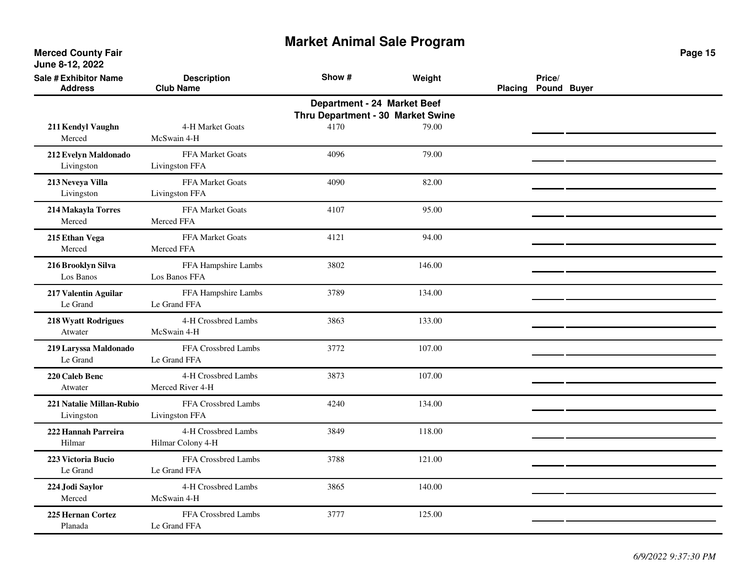# Market Animal Sale Program

**Merced County Fair**
**June 8-12, 2022**

## Department - 24 Market Beef Thru Department - 30 Market Swine

| Sale # | Exhibitor Name / Address | Description / Club Name | Show # | Weight | Placing | Price/ Pound | Buyer |
|---|---|---|---|---|---|---|---|
| 211 | **Kendyl Vaughn**<br>Merced | 4-H Market Goats<br>McSwain 4-H | 4170 | 79.00 | | | |
| 212 | **Evelyn Maldonado**<br>Livingston | FFA Market Goats<br>Livingston FFA | 4096 | 79.00 | | | |
| 213 | **Neveya Villa**<br>Livingston | FFA Market Goats<br>Livingston FFA | 4090 | 82.00 | | | |
| 214 | **Makayla Torres**<br>Merced | FFA Market Goats<br>Merced FFA | 4107 | 95.00 | | | |
| 215 | **Ethan Vega**<br>Merced | FFA Market Goats<br>Merced FFA | 4121 | 94.00 | | | |
| 216 | **Brooklyn Silva**<br>Los Banos | FFA Hampshire Lambs<br>Los Banos FFA | 3802 | 146.00 | | | |
| 217 | **Valentin Aguilar**<br>Le Grand | FFA Hampshire Lambs<br>Le Grand FFA | 3789 | 134.00 | | | |
| 218 | **Wyatt Rodrigues**<br>Atwater | 4-H Crossbred Lambs<br>McSwain 4-H | 3863 | 133.00 | | | |
| 219 | **Laryssa Maldonado**<br>Le Grand | FFA Crossbred Lambs<br>Le Grand FFA | 3772 | 107.00 | | | |
| 220 | **Caleb Benc**<br>Atwater | 4-H Crossbred Lambs<br>Merced River 4-H | 3873 | 107.00 | | | |
| 221 | **Natalie Millan-Rubio**<br>Livingston | FFA Crossbred Lambs<br>Livingston FFA | 4240 | 134.00 | | | |
| 222 | **Hannah Parreira**<br>Hilmar | 4-H Crossbred Lambs<br>Hilmar Colony 4-H | 3849 | 118.00 | | | |
| 223 | **Victoria Bucio**<br>Le Grand | FFA Crossbred Lambs<br>Le Grand FFA | 3788 | 121.00 | | | |
| 224 | **Jodi Saylor**<br>Merced | 4-H Crossbred Lambs<br>McSwain 4-H | 3865 | 140.00 | | | |
| 225 | **Hernan Cortez**<br>Planada | FFA Crossbred Lambs<br>Le Grand FFA | 3777 | 125.00 | | | |

*6/9/2022 9:37:30 PM*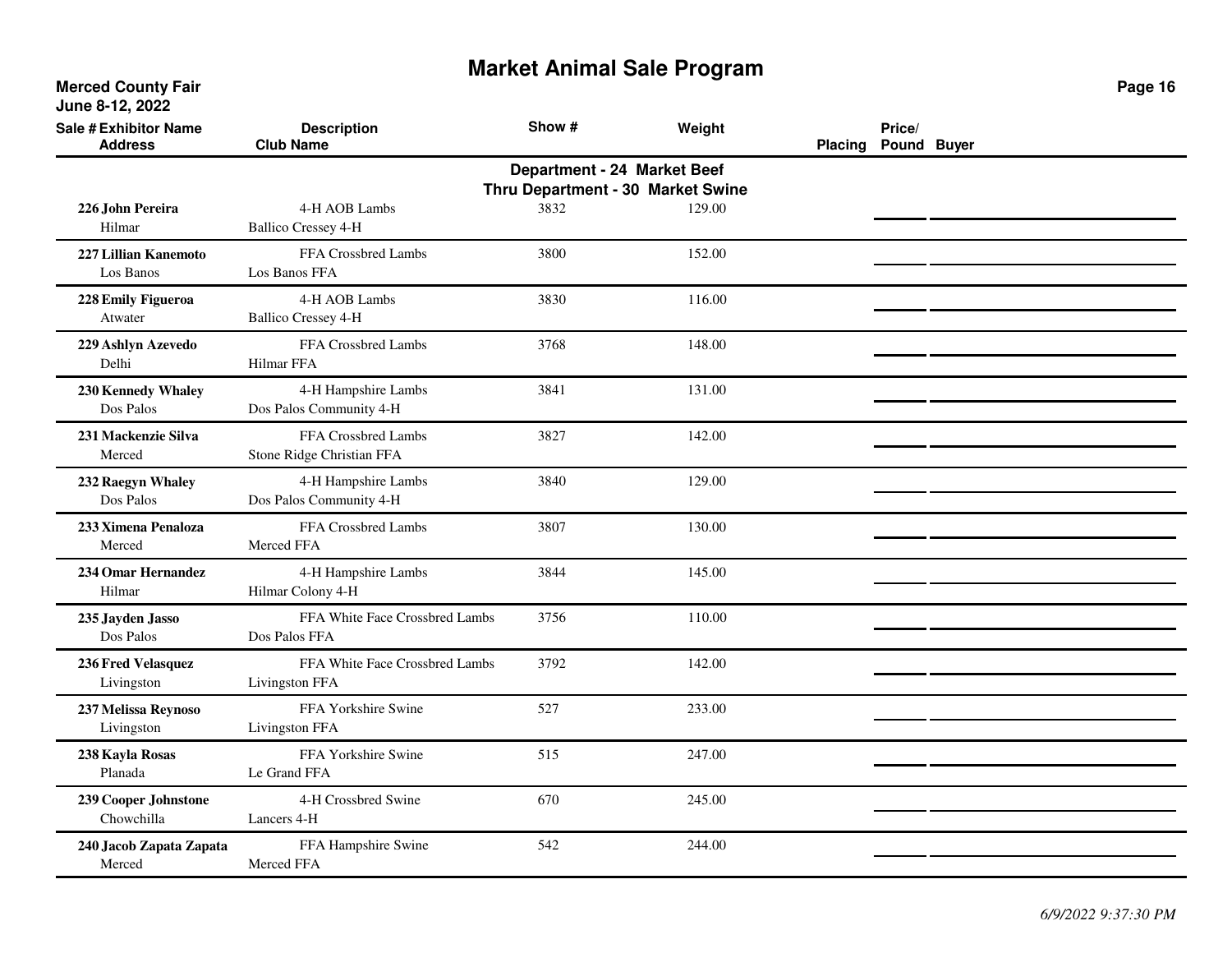# Market Animal Sale Program

**Merced County Fair**
**June 8-12, 2022**

**Department - 24 Market Beef**
**Thru Department - 30 Market Swine**

| Sale # | Exhibitor Name / Address | Description / Club Name | Show # | Weight | Placing | Price/ Pound | Buyer |
|---|---|---|---|---|---|---|---|
| 226 | **John Pereira**<br>Hilmar | 4-H AOB Lambs<br>Ballico Cressey 4-H | 3832 | 129.00 | | | |
| 227 | **Lillian Kanemoto**<br>Los Banos | FFA Crossbred Lambs<br>Los Banos FFA | 3800 | 152.00 | | | |
| 228 | **Emily Figueroa**<br>Atwater | 4-H AOB Lambs<br>Ballico Cressey 4-H | 3830 | 116.00 | | | |
| 229 | **Ashlyn Azevedo**<br>Delhi | FFA Crossbred Lambs<br>Hilmar FFA | 3768 | 148.00 | | | |
| 230 | **Kennedy Whaley**<br>Dos Palos | 4-H Hampshire Lambs<br>Dos Palos Community 4-H | 3841 | 131.00 | | | |
| 231 | **Mackenzie Silva**<br>Merced | FFA Crossbred Lambs<br>Stone Ridge Christian FFA | 3827 | 142.00 | | | |
| 232 | **Raegyn Whaley**<br>Dos Palos | 4-H Hampshire Lambs<br>Dos Palos Community 4-H | 3840 | 129.00 | | | |
| 233 | **Ximena Penaloza**<br>Merced | FFA Crossbred Lambs<br>Merced FFA | 3807 | 130.00 | | | |
| 234 | **Omar Hernandez**<br>Hilmar | 4-H Hampshire Lambs<br>Hilmar Colony 4-H | 3844 | 145.00 | | | |
| 235 | **Jayden Jasso**<br>Dos Palos | FFA White Face Crossbred Lambs<br>Dos Palos FFA | 3756 | 110.00 | | | |
| 236 | **Fred Velasquez**<br>Livingston | FFA White Face Crossbred Lambs<br>Livingston FFA | 3792 | 142.00 | | | |
| 237 | **Melissa Reynoso**<br>Livingston | FFA Yorkshire Swine<br>Livingston FFA | 527 | 233.00 | | | |
| 238 | **Kayla Rosas**<br>Planada | FFA Yorkshire Swine<br>Le Grand FFA | 515 | 247.00 | | | |
| 239 | **Cooper Johnstone**<br>Chowchilla | 4-H Crossbred Swine<br>Lancers 4-H | 670 | 245.00 | | | |
| 240 | **Jacob Zapata Zapata**<br>Merced | FFA Hampshire Swine<br>Merced FFA | 542 | 244.00 | | | |

*6/9/2022 9:37:30 PM*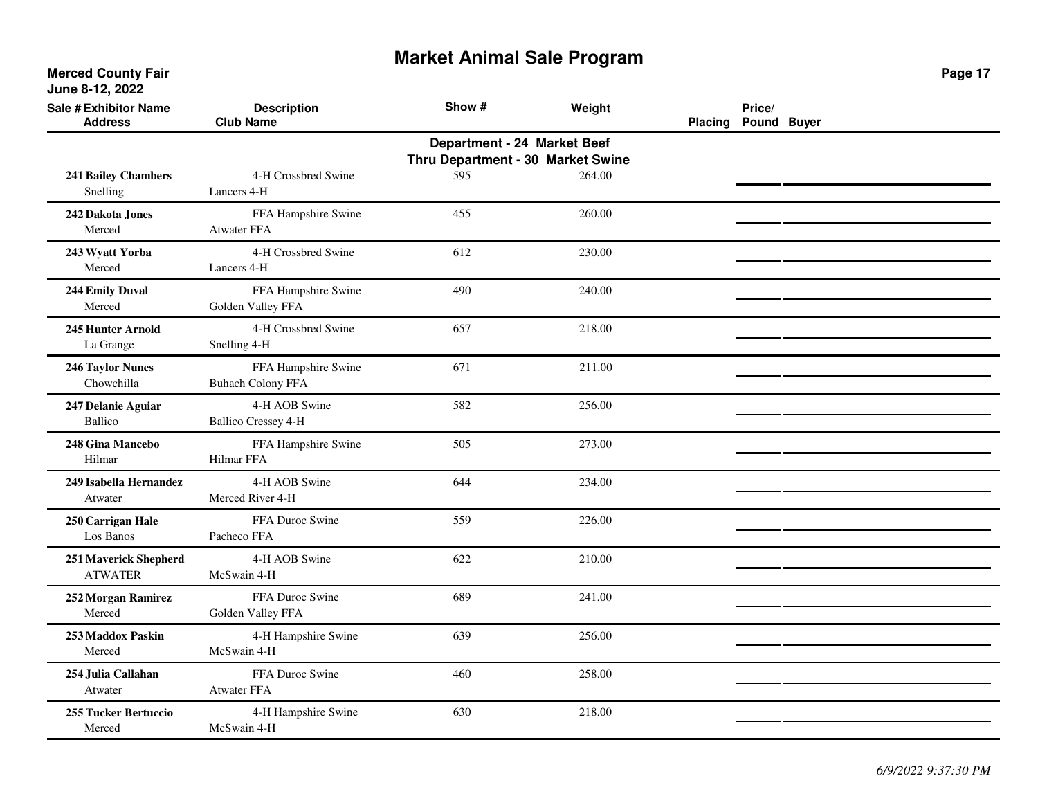# Market Animal Sale Program

**Merced County Fair**
**June 8-12, 2022**

## Department - 24 Market Beef
## Thru Department - 30 Market Swine

| Sale # | Exhibitor Name / Address | Description / Club Name | Show # | Weight | Placing | Price/ Pound | Buyer |
|---|---|---|---|---|---|---|---|
| 241 | **Bailey Chambers**<br>Snelling | 4-H Crossbred Swine<br>Lancers 4-H | 595 | 264.00 | | | |
| 242 | **Dakota Jones**<br>Merced | FFA Hampshire Swine<br>Atwater FFA | 455 | 260.00 | | | |
| 243 | **Wyatt Yorba**<br>Merced | 4-H Crossbred Swine<br>Lancers 4-H | 612 | 230.00 | | | |
| 244 | **Emily Duval**<br>Merced | FFA Hampshire Swine<br>Golden Valley FFA | 490 | 240.00 | | | |
| 245 | **Hunter Arnold**<br>La Grange | 4-H Crossbred Swine<br>Snelling 4-H | 657 | 218.00 | | | |
| 246 | **Taylor Nunes**<br>Chowchilla | FFA Hampshire Swine<br>Buhach Colony FFA | 671 | 211.00 | | | |
| 247 | **Delanie Aguiar**<br>Ballico | 4-H AOB Swine<br>Ballico Cressey 4-H | 582 | 256.00 | | | |
| 248 | **Gina Mancebo**<br>Hilmar | FFA Hampshire Swine<br>Hilmar FFA | 505 | 273.00 | | | |
| 249 | **Isabella Hernandez**<br>Atwater | 4-H AOB Swine<br>Merced River 4-H | 644 | 234.00 | | | |
| 250 | **Carrigan Hale**<br>Los Banos | FFA Duroc Swine<br>Pacheco FFA | 559 | 226.00 | | | |
| 251 | **Maverick Shepherd**<br>ATWATER | 4-H AOB Swine<br>McSwain 4-H | 622 | 210.00 | | | |
| 252 | **Morgan Ramirez**<br>Merced | FFA Duroc Swine<br>Golden Valley FFA | 689 | 241.00 | | | |
| 253 | **Maddox Paskin**<br>Merced | 4-H Hampshire Swine<br>McSwain 4-H | 639 | 256.00 | | | |
| 254 | **Julia Callahan**<br>Atwater | FFA Duroc Swine<br>Atwater FFA | 460 | 258.00 | | | |
| 255 | **Tucker Bertuccio**<br>Merced | 4-H Hampshire Swine<br>McSwain 4-H | 630 | 218.00 | | | |

*6/9/2022 9:37:30 PM*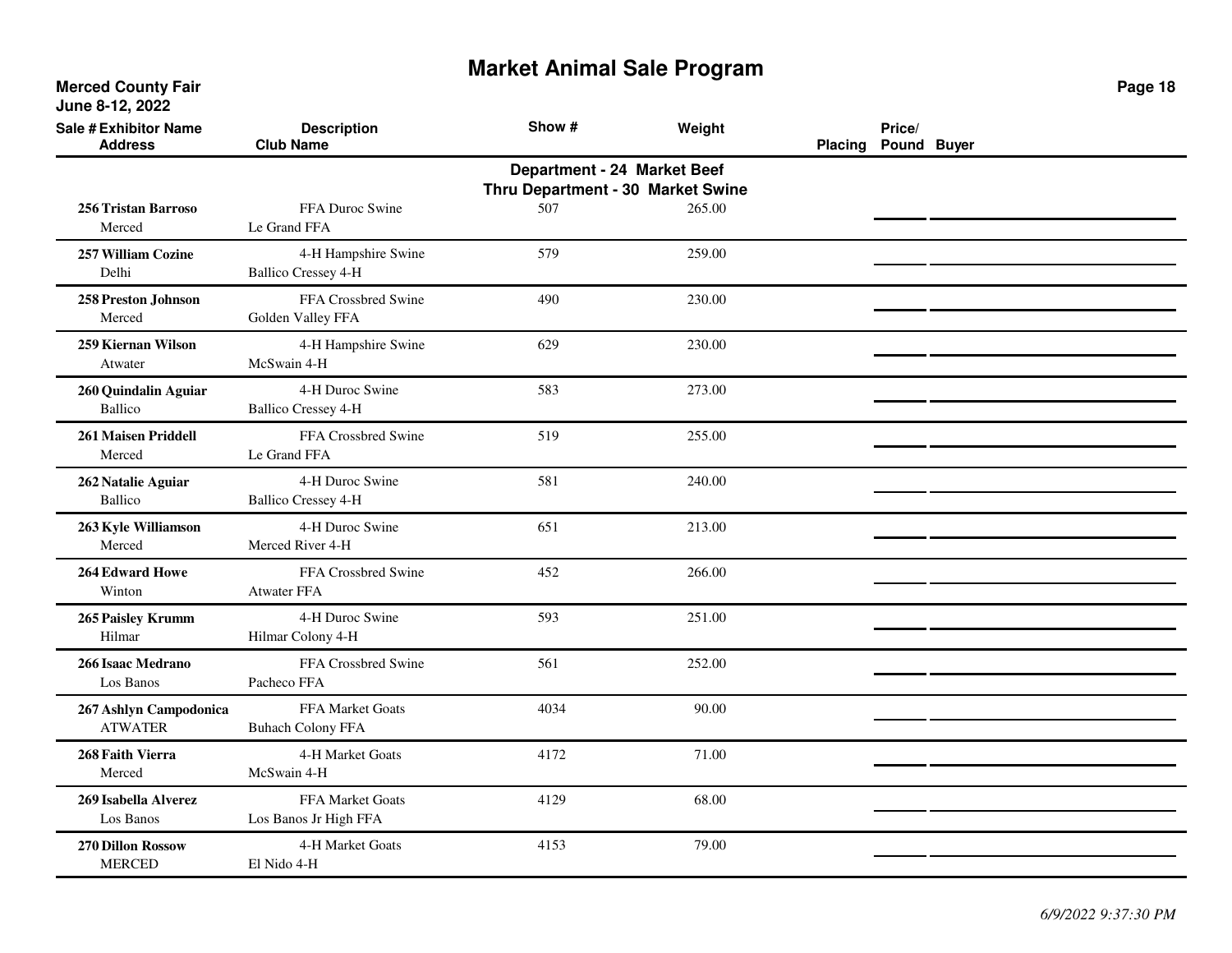# Market Animal Sale Program

**Merced County Fair**
**June 8-12, 2022**

**Department - 24 Market Beef**
**Thru Department - 30 Market Swine**

| Sale # | Exhibitor Name / Address | Description / Club Name | Show # | Weight | Placing | Price/ Pound | Buyer |
|---|---|---|---|---|---|---|---|
| 256 | **Tristan Barroso**<br>Merced | FFA Duroc Swine<br>Le Grand FFA | 507 | 265.00 | | | |
| 257 | **William Cozine**<br>Delhi | 4-H Hampshire Swine<br>Ballico Cressey 4-H | 579 | 259.00 | | | |
| 258 | **Preston Johnson**<br>Merced | FFA Crossbred Swine<br>Golden Valley FFA | 490 | 230.00 | | | |
| 259 | **Kiernan Wilson**<br>Atwater | 4-H Hampshire Swine<br>McSwain 4-H | 629 | 230.00 | | | |
| 260 | **Quindalin Aguiar**<br>Ballico | 4-H Duroc Swine<br>Ballico Cressey 4-H | 583 | 273.00 | | | |
| 261 | **Maisen Priddell**<br>Merced | FFA Crossbred Swine<br>Le Grand FFA | 519 | 255.00 | | | |
| 262 | **Natalie Aguiar**<br>Ballico | 4-H Duroc Swine<br>Ballico Cressey 4-H | 581 | 240.00 | | | |
| 263 | **Kyle Williamson**<br>Merced | 4-H Duroc Swine<br>Merced River 4-H | 651 | 213.00 | | | |
| 264 | **Edward Howe**<br>Winton | FFA Crossbred Swine<br>Atwater FFA | 452 | 266.00 | | | |
| 265 | **Paisley Krumm**<br>Hilmar | 4-H Duroc Swine<br>Hilmar Colony 4-H | 593 | 251.00 | | | |
| 266 | **Isaac Medrano**<br>Los Banos | FFA Crossbred Swine<br>Pacheco FFA | 561 | 252.00 | | | |
| 267 | **Ashlyn Campodonica**<br>ATWATER | FFA Market Goats<br>Buhach Colony FFA | 4034 | 90.00 | | | |
| 268 | **Faith Vierra**<br>Merced | 4-H Market Goats<br>McSwain 4-H | 4172 | 71.00 | | | |
| 269 | **Isabella Alverez**<br>Los Banos | FFA Market Goats<br>Los Banos Jr High FFA | 4129 | 68.00 | | | |
| 270 | **Dillon Rossow**<br>MERCED | 4-H Market Goats<br>El Nido 4-H | 4153 | 79.00 | | | |

*6/9/2022 9:37:30 PM*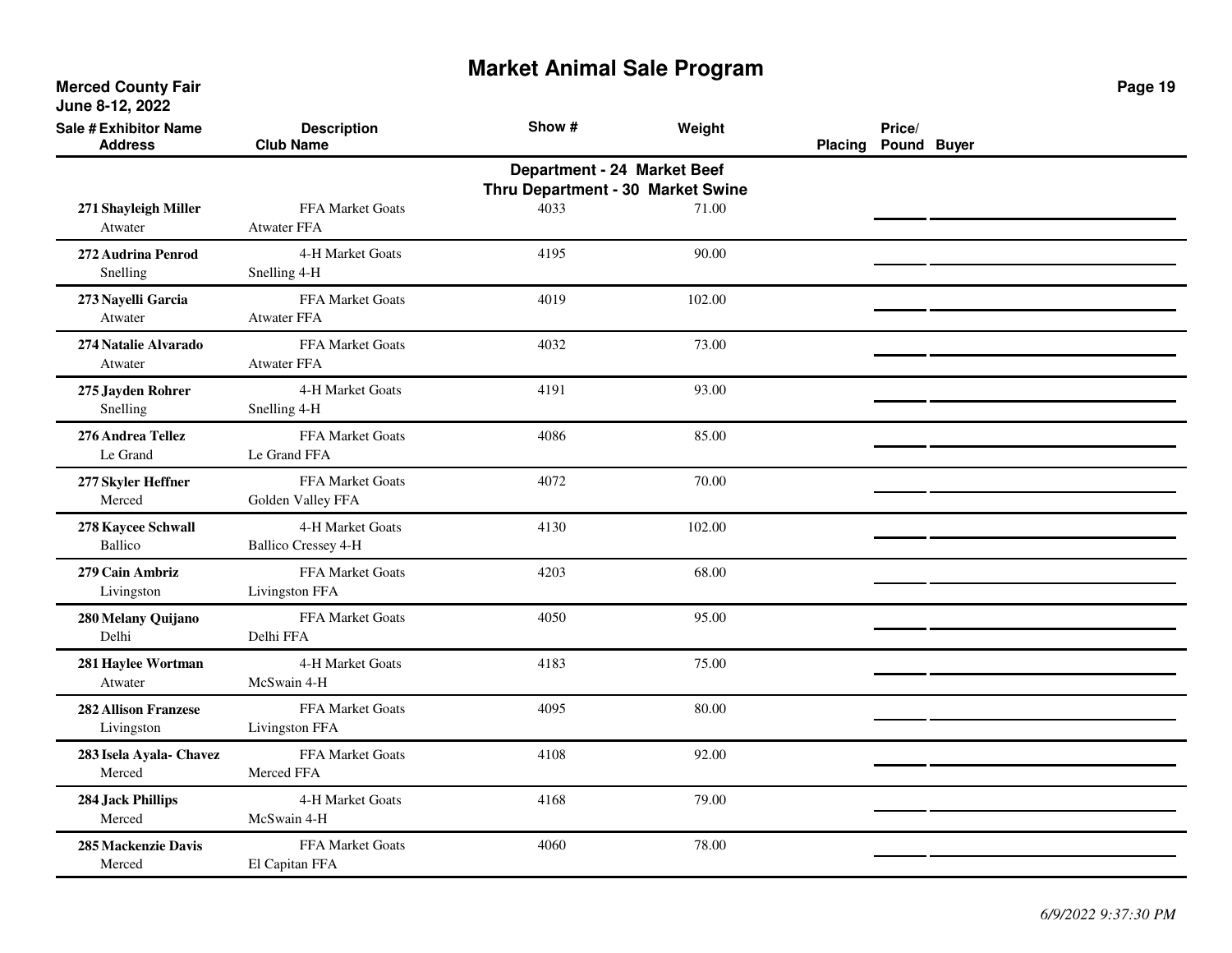# Market Animal Sale Program

**Merced County Fair**
**June 8-12, 2022**

**Department - 24 Market Beef**
**Thru Department - 30 Market Swine**

| Sale # Exhibitor Name / Address | Description / Club Name | Show # | Weight | Placing | Price/ Pound | Buyer |
|---|---|---|---|---|---|---|
| **271 Shayleigh Miller**<br>Atwater | FFA Market Goats<br>Atwater FFA | 4033 | 71.00 | | | |
| **272 Audrina Penrod**<br>Snelling | 4-H Market Goats<br>Snelling 4-H | 4195 | 90.00 | | | |
| **273 Nayelli Garcia**<br>Atwater | FFA Market Goats<br>Atwater FFA | 4019 | 102.00 | | | |
| **274 Natalie Alvarado**<br>Atwater | FFA Market Goats<br>Atwater FFA | 4032 | 73.00 | | | |
| **275 Jayden Rohrer**<br>Snelling | 4-H Market Goats<br>Snelling 4-H | 4191 | 93.00 | | | |
| **276 Andrea Tellez**<br>Le Grand | FFA Market Goats<br>Le Grand FFA | 4086 | 85.00 | | | |
| **277 Skyler Heffner**<br>Merced | FFA Market Goats<br>Golden Valley FFA | 4072 | 70.00 | | | |
| **278 Kaycee Schwall**<br>Ballico | 4-H Market Goats<br>Ballico Cressey 4-H | 4130 | 102.00 | | | |
| **279 Cain Ambriz**<br>Livingston | FFA Market Goats<br>Livingston FFA | 4203 | 68.00 | | | |
| **280 Melany Quijano**<br>Delhi | FFA Market Goats<br>Delhi FFA | 4050 | 95.00 | | | |
| **281 Haylee Wortman**<br>Atwater | 4-H Market Goats<br>McSwain 4-H | 4183 | 75.00 | | | |
| **282 Allison Franzese**<br>Livingston | FFA Market Goats<br>Livingston FFA | 4095 | 80.00 | | | |
| **283 Isela Ayala- Chavez**<br>Merced | FFA Market Goats<br>Merced FFA | 4108 | 92.00 | | | |
| **284 Jack Phillips**<br>Merced | 4-H Market Goats<br>McSwain 4-H | 4168 | 79.00 | | | |
| **285 Mackenzie Davis**<br>Merced | FFA Market Goats<br>El Capitan FFA | 4060 | 78.00 | | | |

*6/9/2022 9:37:30 PM*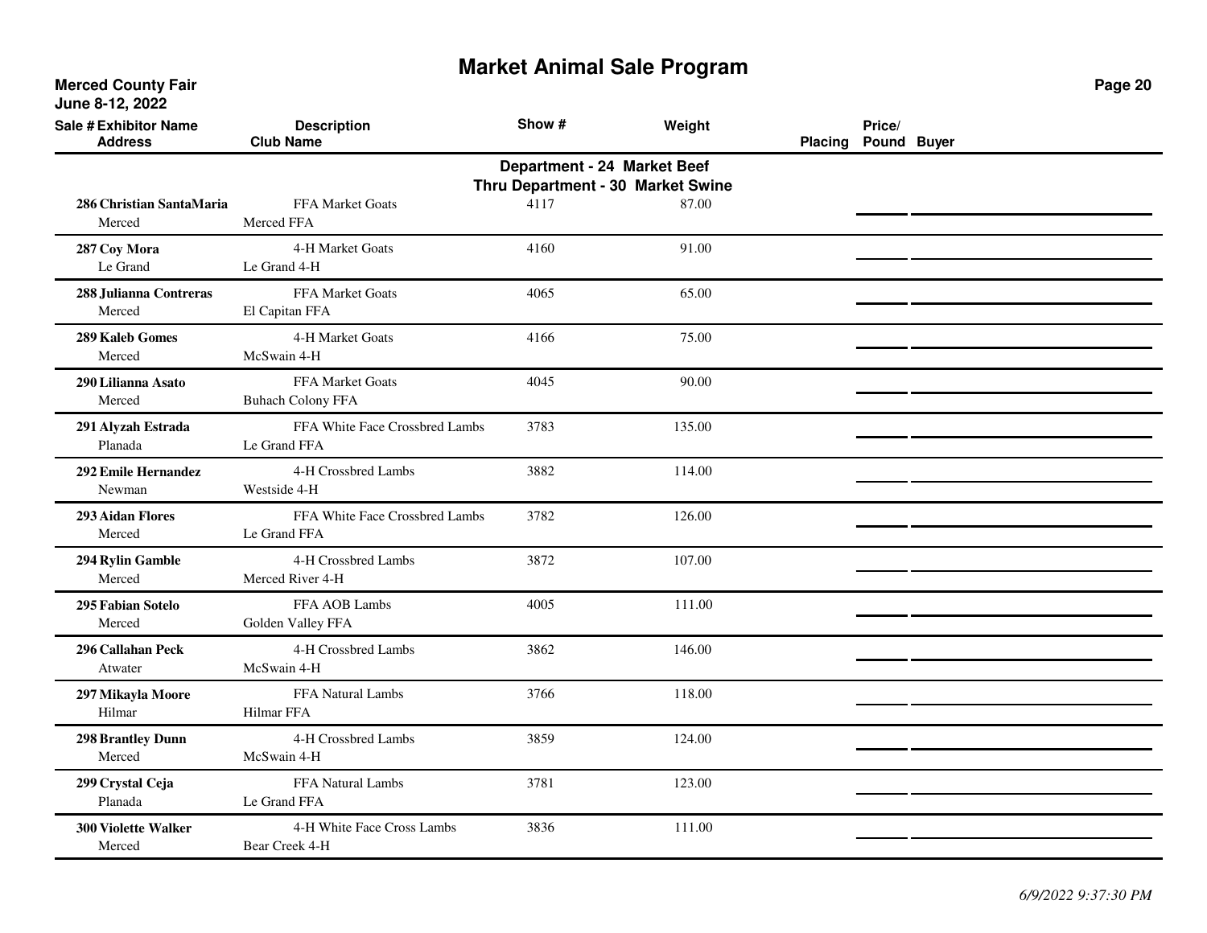# Market Animal Sale Program

**Merced County Fair**
**June 8-12, 2022**

**Department - 24 Market Beef**
**Thru Department - 30 Market Swine**

| Sale # | Exhibitor Name / Address | Description / Club Name | Show # | Weight | Placing | Price/ Pound | Buyer |
|---|---|---|---|---|---|---|---|
| 286 | **Christian SantaMaria**<br>Merced | FFA Market Goats<br>Merced FFA | 4117 | 87.00 | | | |
| 287 | **Coy Mora**<br>Le Grand | 4-H Market Goats<br>Le Grand 4-H | 4160 | 91.00 | | | |
| 288 | **Julianna Contreras**<br>Merced | FFA Market Goats<br>El Capitan FFA | 4065 | 65.00 | | | |
| 289 | **Kaleb Gomes**<br>Merced | 4-H Market Goats<br>McSwain 4-H | 4166 | 75.00 | | | |
| 290 | **Lilianna Asato**<br>Merced | FFA Market Goats<br>Buhach Colony FFA | 4045 | 90.00 | | | |
| 291 | **Alyzah Estrada**<br>Planada | FFA White Face Crossbred Lambs<br>Le Grand FFA | 3783 | 135.00 | | | |
| 292 | **Emile Hernandez**<br>Newman | 4-H Crossbred Lambs<br>Westside 4-H | 3882 | 114.00 | | | |
| 293 | **Aidan Flores**<br>Merced | FFA White Face Crossbred Lambs<br>Le Grand FFA | 3782 | 126.00 | | | |
| 294 | **Rylin Gamble**<br>Merced | 4-H Crossbred Lambs<br>Merced River 4-H | 3872 | 107.00 | | | |
| 295 | **Fabian Sotelo**<br>Merced | FFA AOB Lambs<br>Golden Valley FFA | 4005 | 111.00 | | | |
| 296 | **Callahan Peck**<br>Atwater | 4-H Crossbred Lambs<br>McSwain 4-H | 3862 | 146.00 | | | |
| 297 | **Mikayla Moore**<br>Hilmar | FFA Natural Lambs<br>Hilmar FFA | 3766 | 118.00 | | | |
| 298 | **Brantley Dunn**<br>Merced | 4-H Crossbred Lambs<br>McSwain 4-H | 3859 | 124.00 | | | |
| 299 | **Crystal Ceja**<br>Planada | FFA Natural Lambs<br>Le Grand FFA | 3781 | 123.00 | | | |
| 300 | **Violette Walker**<br>Merced | 4-H White Face Cross Lambs<br>Bear Creek 4-H | 3836 | 111.00 | | | |

*6/9/2022 9:37:30 PM*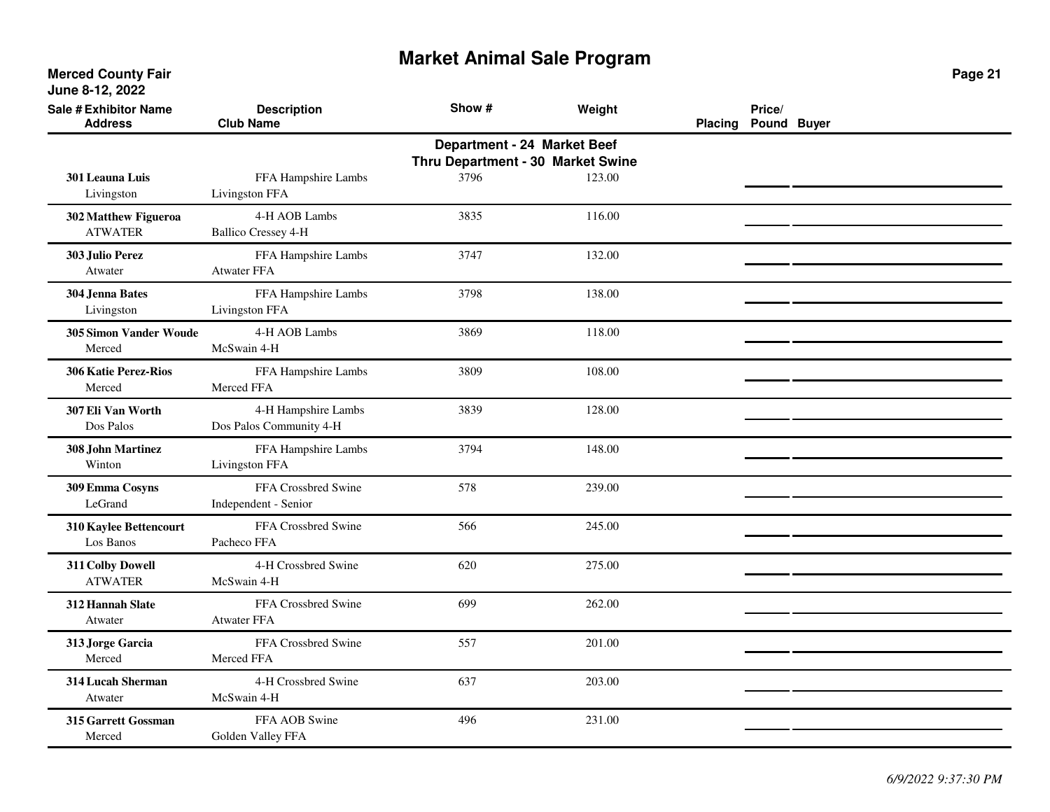# Market Animal Sale Program

**Merced County Fair**
**June 8-12, 2022**

## Department - 24 Market Beef
## Thru Department - 30 Market Swine

| Sale # | Exhibitor Name / Address | Description / Club Name | Show # | Weight | Placing | Price/Pound | Buyer |
|---|---|---|---|---|---|---|---|
| 301 | **Leauna Luis**<br>Livingston | FFA Hampshire Lambs<br>Livingston FFA | 3796 | 123.00 | | | |
| 302 | **Matthew Figueroa**<br>ATWATER | 4-H AOB Lambs<br>Ballico Cressey 4-H | 3835 | 116.00 | | | |
| 303 | **Julio Perez**<br>Atwater | FFA Hampshire Lambs<br>Atwater FFA | 3747 | 132.00 | | | |
| 304 | **Jenna Bates**<br>Livingston | FFA Hampshire Lambs<br>Livingston FFA | 3798 | 138.00 | | | |
| 305 | **Simon Vander Woude**<br>Merced | 4-H AOB Lambs<br>McSwain 4-H | 3869 | 118.00 | | | |
| 306 | **Katie Perez-Rios**<br>Merced | FFA Hampshire Lambs<br>Merced FFA | 3809 | 108.00 | | | |
| 307 | **Eli Van Worth**<br>Dos Palos | 4-H Hampshire Lambs<br>Dos Palos Community 4-H | 3839 | 128.00 | | | |
| 308 | **John Martinez**<br>Winton | FFA Hampshire Lambs<br>Livingston FFA | 3794 | 148.00 | | | |
| 309 | **Emma Cosyns**<br>LeGrand | FFA Crossbred Swine<br>Independent - Senior | 578 | 239.00 | | | |
| 310 | **Kaylee Bettencourt**<br>Los Banos | FFA Crossbred Swine<br>Pacheco FFA | 566 | 245.00 | | | |
| 311 | **Colby Dowell**<br>ATWATER | 4-H Crossbred Swine<br>McSwain 4-H | 620 | 275.00 | | | |
| 312 | **Hannah Slate**<br>Atwater | FFA Crossbred Swine<br>Atwater FFA | 699 | 262.00 | | | |
| 313 | **Jorge Garcia**<br>Merced | FFA Crossbred Swine<br>Merced FFA | 557 | 201.00 | | | |
| 314 | **Lucah Sherman**<br>Atwater | 4-H Crossbred Swine<br>McSwain 4-H | 637 | 203.00 | | | |
| 315 | **Garrett Gossman**<br>Merced | FFA AOB Swine<br>Golden Valley FFA | 496 | 231.00 | | | |

*6/9/2022 9:37:30 PM*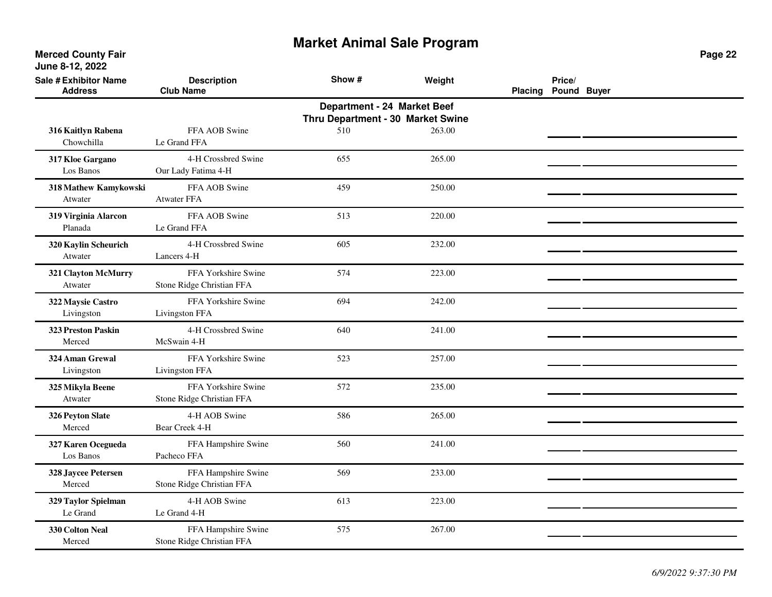# Market Animal Sale Program

**Merced County Fair**
**June 8-12, 2022**

**Department - 24 Market Beef**
**Thru Department - 30 Market Swine**

| Sale # Exhibitor Name / Address | Description / Club Name | Show # | Weight | Placing | Price/ Pound | Buyer |
|---|---|---|---|---|---|---|
| **316 Kaitlyn Rabena**<br>Chowchilla | FFA AOB Swine<br>Le Grand FFA | 510 | 263.00 | | | |
| **317 Kloe Gargano**<br>Los Banos | 4-H Crossbred Swine<br>Our Lady Fatima 4-H | 655 | 265.00 | | | |
| **318 Mathew Kamykowski**<br>Atwater | FFA AOB Swine<br>Atwater FFA | 459 | 250.00 | | | |
| **319 Virginia Alarcon**<br>Planada | FFA AOB Swine<br>Le Grand FFA | 513 | 220.00 | | | |
| **320 Kaylin Scheurich**<br>Atwater | 4-H Crossbred Swine<br>Lancers 4-H | 605 | 232.00 | | | |
| **321 Clayton McMurry**<br>Atwater | FFA Yorkshire Swine<br>Stone Ridge Christian FFA | 574 | 223.00 | | | |
| **322 Maysie Castro**<br>Livingston | FFA Yorkshire Swine<br>Livingston FFA | 694 | 242.00 | | | |
| **323 Preston Paskin**<br>Merced | 4-H Crossbred Swine<br>McSwain 4-H | 640 | 241.00 | | | |
| **324 Aman Grewal**<br>Livingston | FFA Yorkshire Swine<br>Livingston FFA | 523 | 257.00 | | | |
| **325 Mikyla Beene**<br>Atwater | FFA Yorkshire Swine<br>Stone Ridge Christian FFA | 572 | 235.00 | | | |
| **326 Peyton Slate**<br>Merced | 4-H AOB Swine<br>Bear Creek 4-H | 586 | 265.00 | | | |
| **327 Karen Ocegueda**<br>Los Banos | FFA Hampshire Swine<br>Pacheco FFA | 560 | 241.00 | | | |
| **328 Jaycee Petersen**<br>Merced | FFA Hampshire Swine<br>Stone Ridge Christian FFA | 569 | 233.00 | | | |
| **329 Taylor Spielman**<br>Le Grand | 4-H AOB Swine<br>Le Grand 4-H | 613 | 223.00 | | | |
| **330 Colton Neal**<br>Merced | FFA Hampshire Swine<br>Stone Ridge Christian FFA | 575 | 267.00 | | | |

*6/9/2022 9:37:30 PM*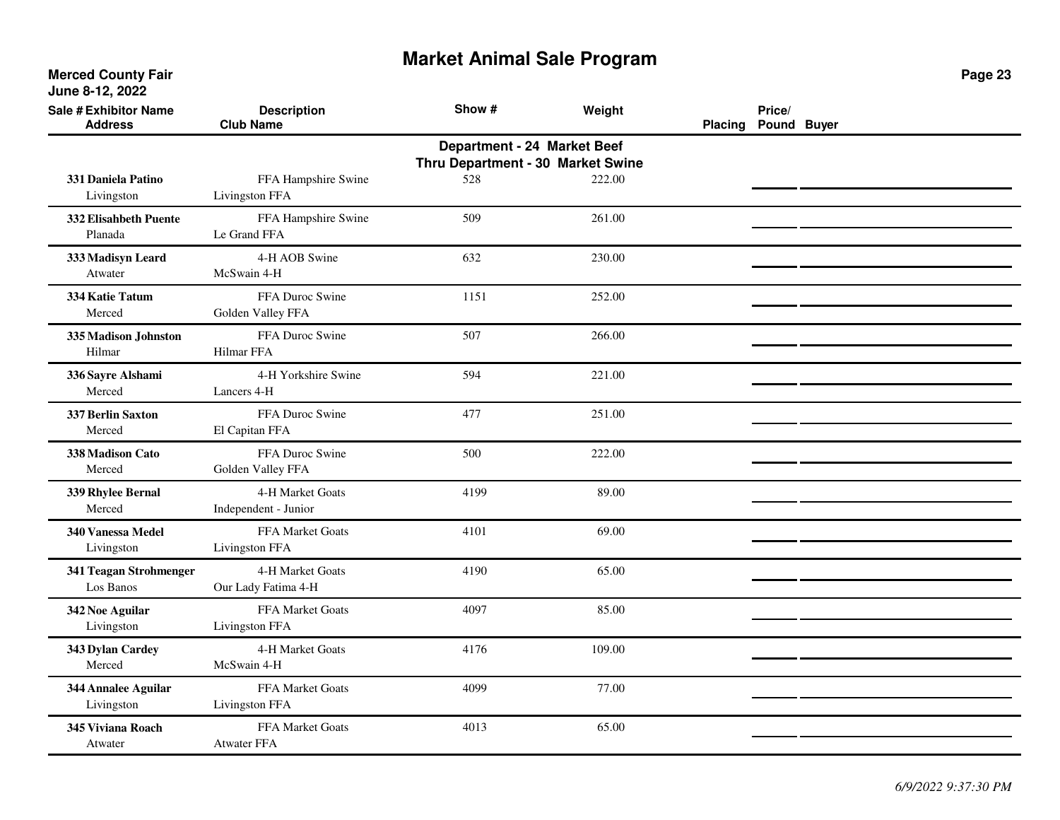# Market Animal Sale Program

**Merced County Fair**
**June 8-12, 2022**

**Department - 24 Market Beef**
**Thru Department - 30 Market Swine**

| Sale # | Exhibitor Name / Address | Description / Club Name | Show # | Weight | Placing | Price/ Pound | Buyer |
|---|---|---|---|---|---|---|---|
| 331 | **Daniela Patino**<br>Livingston | FFA Hampshire Swine<br>Livingston FFA | 528 | 222.00 | | | |
| 332 | **Elisahbeth Puente**<br>Planada | FFA Hampshire Swine<br>Le Grand FFA | 509 | 261.00 | | | |
| 333 | **Madisyn Leard**<br>Atwater | 4-H AOB Swine<br>McSwain 4-H | 632 | 230.00 | | | |
| 334 | **Katie Tatum**<br>Merced | FFA Duroc Swine<br>Golden Valley FFA | 1151 | 252.00 | | | |
| 335 | **Madison Johnston**<br>Hilmar | FFA Duroc Swine<br>Hilmar FFA | 507 | 266.00 | | | |
| 336 | **Sayre Alshami**<br>Merced | 4-H Yorkshire Swine<br>Lancers 4-H | 594 | 221.00 | | | |
| 337 | **Berlin Saxton**<br>Merced | FFA Duroc Swine<br>El Capitan FFA | 477 | 251.00 | | | |
| 338 | **Madison Cato**<br>Merced | FFA Duroc Swine<br>Golden Valley FFA | 500 | 222.00 | | | |
| 339 | **Rhylee Bernal**<br>Merced | 4-H Market Goats<br>Independent - Junior | 4199 | 89.00 | | | |
| 340 | **Vanessa Medel**<br>Livingston | FFA Market Goats<br>Livingston FFA | 4101 | 69.00 | | | |
| 341 | **Teagan Strohmenger**<br>Los Banos | 4-H Market Goats<br>Our Lady Fatima 4-H | 4190 | 65.00 | | | |
| 342 | **Noe Aguilar**<br>Livingston | FFA Market Goats<br>Livingston FFA | 4097 | 85.00 | | | |
| 343 | **Dylan Cardey**<br>Merced | 4-H Market Goats<br>McSwain 4-H | 4176 | 109.00 | | | |
| 344 | **Annalee Aguilar**<br>Livingston | FFA Market Goats<br>Livingston FFA | 4099 | 77.00 | | | |
| 345 | **Viviana Roach**<br>Atwater | FFA Market Goats<br>Atwater FFA | 4013 | 65.00 | | | |

*6/9/2022 9:37:30 PM*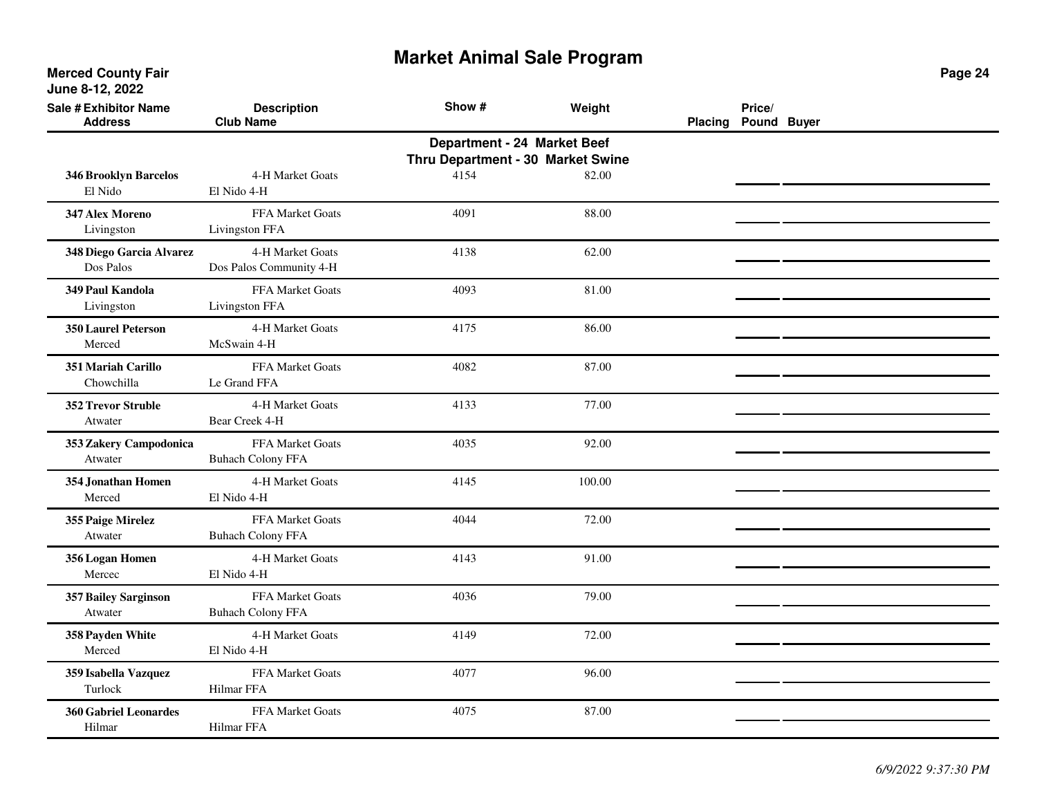# Market Animal Sale Program

**Merced County Fair**
**June 8-12, 2022**

**Department - 24 Market Beef**
**Thru Department - 30 Market Swine**

| Sale # | Exhibitor Name / Address | Description / Club Name | Show # | Weight | Placing | Price/ Pound | Buyer |
|---|---|---|---|---|---|---|---|
| 346 | **Brooklyn Barcelos**<br>El Nido | 4-H Market Goats<br>El Nido 4-H | 4154 | 82.00 | | | |
| 347 | **Alex Moreno**<br>Livingston | FFA Market Goats<br>Livingston FFA | 4091 | 88.00 | | | |
| 348 | **Diego Garcia Alvarez**<br>Dos Palos | 4-H Market Goats<br>Dos Palos Community 4-H | 4138 | 62.00 | | | |
| 349 | **Paul Kandola**<br>Livingston | FFA Market Goats<br>Livingston FFA | 4093 | 81.00 | | | |
| 350 | **Laurel Peterson**<br>Merced | 4-H Market Goats<br>McSwain 4-H | 4175 | 86.00 | | | |
| 351 | **Mariah Carillo**<br>Chowchilla | FFA Market Goats<br>Le Grand FFA | 4082 | 87.00 | | | |
| 352 | **Trevor Struble**<br>Atwater | 4-H Market Goats<br>Bear Creek 4-H | 4133 | 77.00 | | | |
| 353 | **Zakery Campodonica**<br>Atwater | FFA Market Goats<br>Buhach Colony FFA | 4035 | 92.00 | | | |
| 354 | **Jonathan Homen**<br>Merced | 4-H Market Goats<br>El Nido 4-H | 4145 | 100.00 | | | |
| 355 | **Paige Mirelez**<br>Atwater | FFA Market Goats<br>Buhach Colony FFA | 4044 | 72.00 | | | |
| 356 | **Logan Homen**<br>Mercec | 4-H Market Goats<br>El Nido 4-H | 4143 | 91.00 | | | |
| 357 | **Bailey Sarginson**<br>Atwater | FFA Market Goats<br>Buhach Colony FFA | 4036 | 79.00 | | | |
| 358 | **Payden White**<br>Merced | 4-H Market Goats<br>El Nido 4-H | 4149 | 72.00 | | | |
| 359 | **Isabella Vazquez**<br>Turlock | FFA Market Goats<br>Hilmar FFA | 4077 | 96.00 | | | |
| 360 | **Gabriel Leonardes**<br>Hilmar | FFA Market Goats<br>Hilmar FFA | 4075 | 87.00 | | | |

*6/9/2022 9:37:30 PM*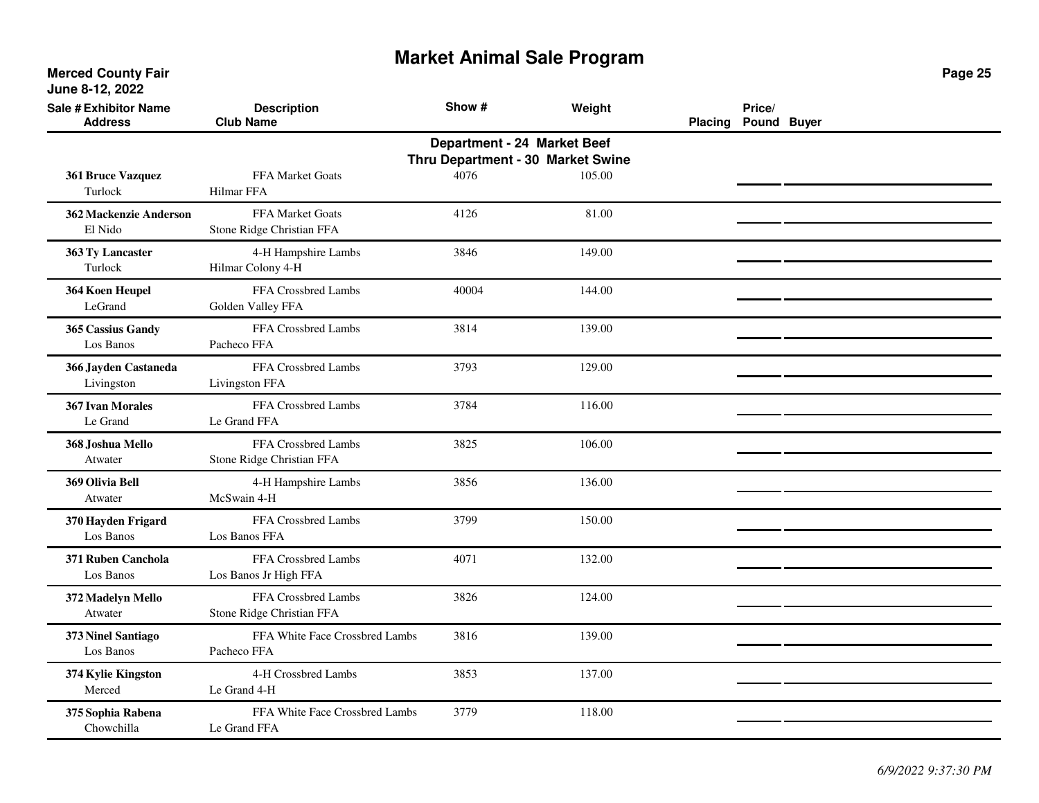# Market Animal Sale Program

**Merced County Fair**
**June 8-12, 2022**

**Department - 24 Market Beef**
**Thru Department - 30 Market Swine**

| Sale # | Exhibitor Name / Address | Description / Club Name | Show # | Weight | Placing | Price/ Pound | Buyer |
|---|---|---|---|---|---|---|---|
| 361 | **Bruce Vazquez**<br>Turlock | FFA Market Goats<br>Hilmar FFA | 4076 | 105.00 | | | |
| 362 | **Mackenzie Anderson**<br>El Nido | FFA Market Goats<br>Stone Ridge Christian FFA | 4126 | 81.00 | | | |
| 363 | **Ty Lancaster**<br>Turlock | 4-H Hampshire Lambs<br>Hilmar Colony 4-H | 3846 | 149.00 | | | |
| 364 | **Koen Heupel**<br>LeGrand | FFA Crossbred Lambs<br>Golden Valley FFA | 40004 | 144.00 | | | |
| 365 | **Cassius Gandy**<br>Los Banos | FFA Crossbred Lambs<br>Pacheco FFA | 3814 | 139.00 | | | |
| 366 | **Jayden Castaneda**<br>Livingston | FFA Crossbred Lambs<br>Livingston FFA | 3793 | 129.00 | | | |
| 367 | **Ivan Morales**<br>Le Grand | FFA Crossbred Lambs<br>Le Grand FFA | 3784 | 116.00 | | | |
| 368 | **Joshua Mello**<br>Atwater | FFA Crossbred Lambs<br>Stone Ridge Christian FFA | 3825 | 106.00 | | | |
| 369 | **Olivia Bell**<br>Atwater | 4-H Hampshire Lambs<br>McSwain 4-H | 3856 | 136.00 | | | |
| 370 | **Hayden Frigard**<br>Los Banos | FFA Crossbred Lambs<br>Los Banos FFA | 3799 | 150.00 | | | |
| 371 | **Ruben Canchola**<br>Los Banos | FFA Crossbred Lambs<br>Los Banos Jr High FFA | 4071 | 132.00 | | | |
| 372 | **Madelyn Mello**<br>Atwater | FFA Crossbred Lambs<br>Stone Ridge Christian FFA | 3826 | 124.00 | | | |
| 373 | **Ninel Santiago**<br>Los Banos | FFA White Face Crossbred Lambs<br>Pacheco FFA | 3816 | 139.00 | | | |
| 374 | **Kylie Kingston**<br>Merced | 4-H Crossbred Lambs<br>Le Grand 4-H | 3853 | 137.00 | | | |
| 375 | **Sophia Rabena**<br>Chowchilla | FFA White Face Crossbred Lambs<br>Le Grand FFA | 3779 | 118.00 | | | |

*6/9/2022 9:37:30 PM*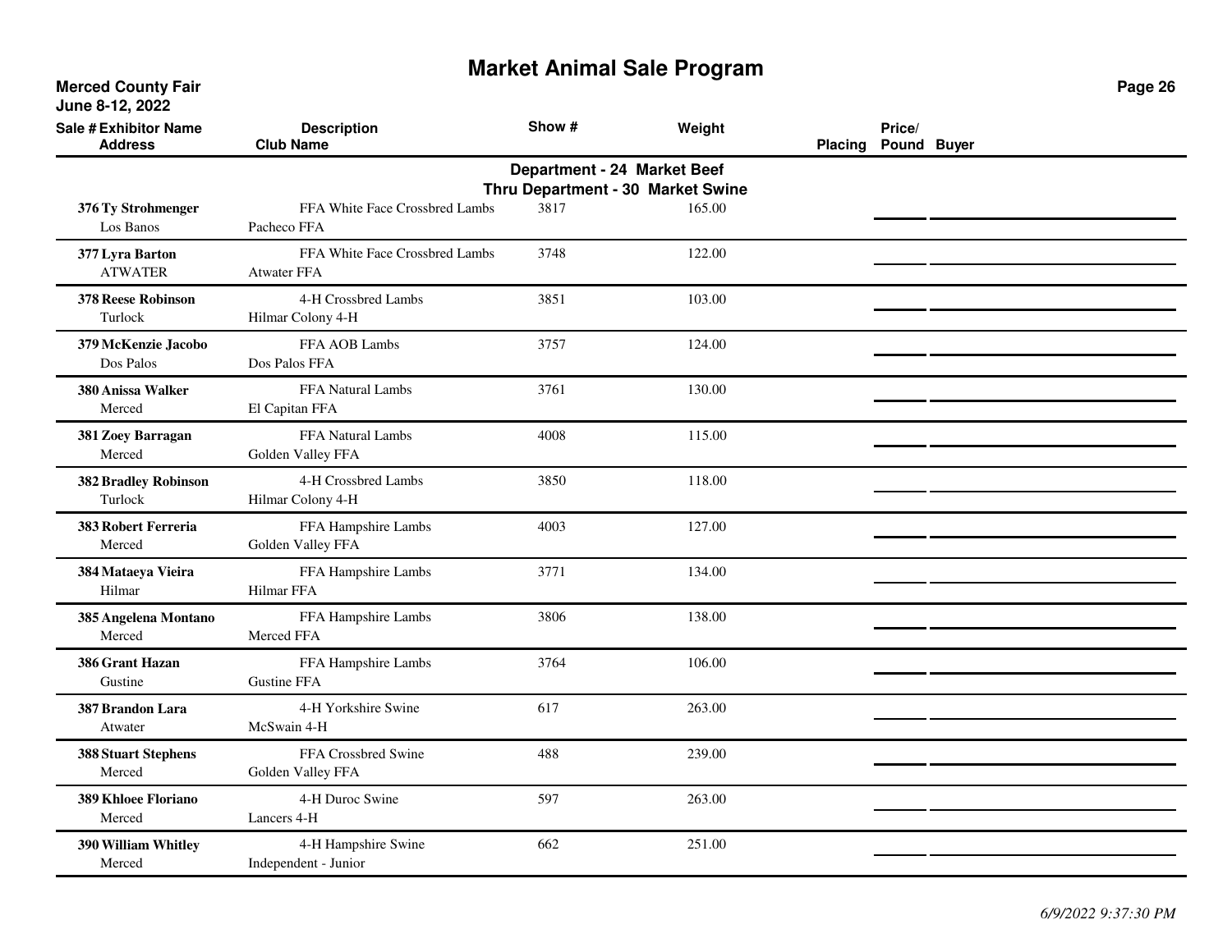# Market Animal Sale Program

**Merced County Fair**
**June 8-12, 2022**

**Department - 24 Market Beef**
**Thru Department - 30 Market Swine**

| Sale # | Exhibitor Name / Address | Description / Club Name | Show # | Weight | Placing | Price/Pound | Buyer |
|---|---|---|---|---|---|---|---|
| 376 | **Ty Strohmenger**<br>Los Banos | FFA White Face Crossbred Lambs<br>Pacheco FFA | 3817 | 165.00 | | | |
| 377 | **Lyra Barton**<br>ATWATER | FFA White Face Crossbred Lambs<br>Atwater FFA | 3748 | 122.00 | | | |
| 378 | **Reese Robinson**<br>Turlock | 4-H Crossbred Lambs<br>Hilmar Colony 4-H | 3851 | 103.00 | | | |
| 379 | **McKenzie Jacobo**<br>Dos Palos | FFA AOB Lambs<br>Dos Palos FFA | 3757 | 124.00 | | | |
| 380 | **Anissa Walker**<br>Merced | FFA Natural Lambs<br>El Capitan FFA | 3761 | 130.00 | | | |
| 381 | **Zoey Barragan**<br>Merced | FFA Natural Lambs<br>Golden Valley FFA | 4008 | 115.00 | | | |
| 382 | **Bradley Robinson**<br>Turlock | 4-H Crossbred Lambs<br>Hilmar Colony 4-H | 3850 | 118.00 | | | |
| 383 | **Robert Ferreria**<br>Merced | FFA Hampshire Lambs<br>Golden Valley FFA | 4003 | 127.00 | | | |
| 384 | **Mataeya Vieira**<br>Hilmar | FFA Hampshire Lambs<br>Hilmar FFA | 3771 | 134.00 | | | |
| 385 | **Angelena Montano**<br>Merced | FFA Hampshire Lambs<br>Merced FFA | 3806 | 138.00 | | | |
| 386 | **Grant Hazan**<br>Gustine | FFA Hampshire Lambs<br>Gustine FFA | 3764 | 106.00 | | | |
| 387 | **Brandon Lara**<br>Atwater | 4-H Yorkshire Swine<br>McSwain 4-H | 617 | 263.00 | | | |
| 388 | **Stuart Stephens**<br>Merced | FFA Crossbred Swine<br>Golden Valley FFA | 488 | 239.00 | | | |
| 389 | **Khloee Floriano**<br>Merced | 4-H Duroc Swine<br>Lancers 4-H | 597 | 263.00 | | | |
| 390 | **William Whitley**<br>Merced | 4-H Hampshire Swine<br>Independent - Junior | 662 | 251.00 | | | |

*6/9/2022 9:37:30 PM*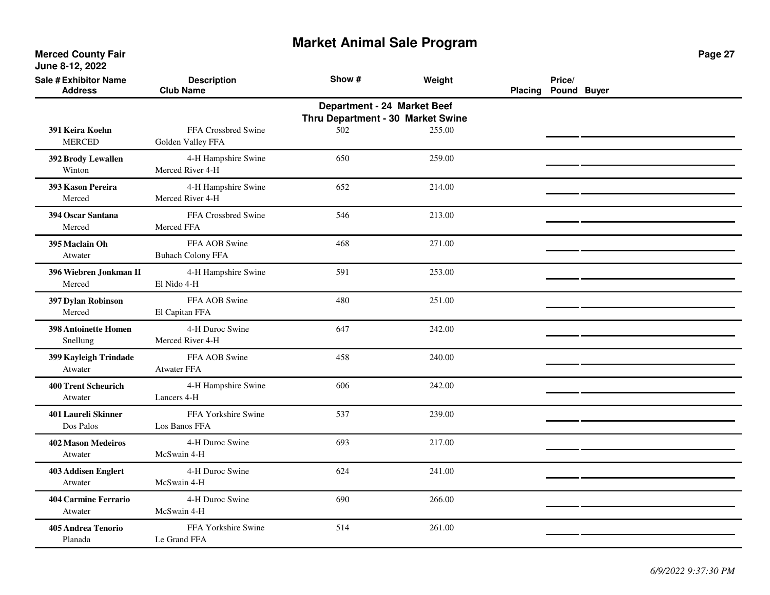# Market Animal Sale Program

**Merced County Fair**
**June 8-12, 2022**

**Department - 24 Market Beef**
**Thru Department - 30 Market Swine**

| Sale # | Exhibitor Name / Address | Description / Club Name | Show # | Weight | Placing | Price/ Pound | Buyer |
|---|---|---|---|---|---|---|---|
| 391 | **Keira Koehn** MERCED | FFA Crossbred Swine Golden Valley FFA | 502 | 255.00 | | | |
| 392 | **Brody Lewallen** Winton | 4-H Hampshire Swine Merced River 4-H | 650 | 259.00 | | | |
| 393 | **Kason Pereira** Merced | 4-H Hampshire Swine Merced River 4-H | 652 | 214.00 | | | |
| 394 | **Oscar Santana** Merced | FFA Crossbred Swine Merced FFA | 546 | 213.00 | | | |
| 395 | **Maclain Oh** Atwater | FFA AOB Swine Buhach Colony FFA | 468 | 271.00 | | | |
| 396 | **Wiebren Jonkman II** Merced | 4-H Hampshire Swine El Nido 4-H | 591 | 253.00 | | | |
| 397 | **Dylan Robinson** Merced | FFA AOB Swine El Capitan FFA | 480 | 251.00 | | | |
| 398 | **Antoinette Homen** Snellung | 4-H Duroc Swine Merced River 4-H | 647 | 242.00 | | | |
| 399 | **Kayleigh Trindade** Atwater | FFA AOB Swine Atwater FFA | 458 | 240.00 | | | |
| 400 | **Trent Scheurich** Atwater | 4-H Hampshire Swine Lancers 4-H | 606 | 242.00 | | | |
| 401 | **Laureli Skinner** Dos Palos | FFA Yorkshire Swine Los Banos FFA | 537 | 239.00 | | | |
| 402 | **Mason Medeiros** Atwater | 4-H Duroc Swine McSwain 4-H | 693 | 217.00 | | | |
| 403 | **Addisen Englert** Atwater | 4-H Duroc Swine McSwain 4-H | 624 | 241.00 | | | |
| 404 | **Carmine Ferrario** Atwater | 4-H Duroc Swine McSwain 4-H | 690 | 266.00 | | | |
| 405 | **Andrea Tenorio** Planada | FFA Yorkshire Swine Le Grand FFA | 514 | 261.00 | | | |

*6/9/2022 9:37:30 PM*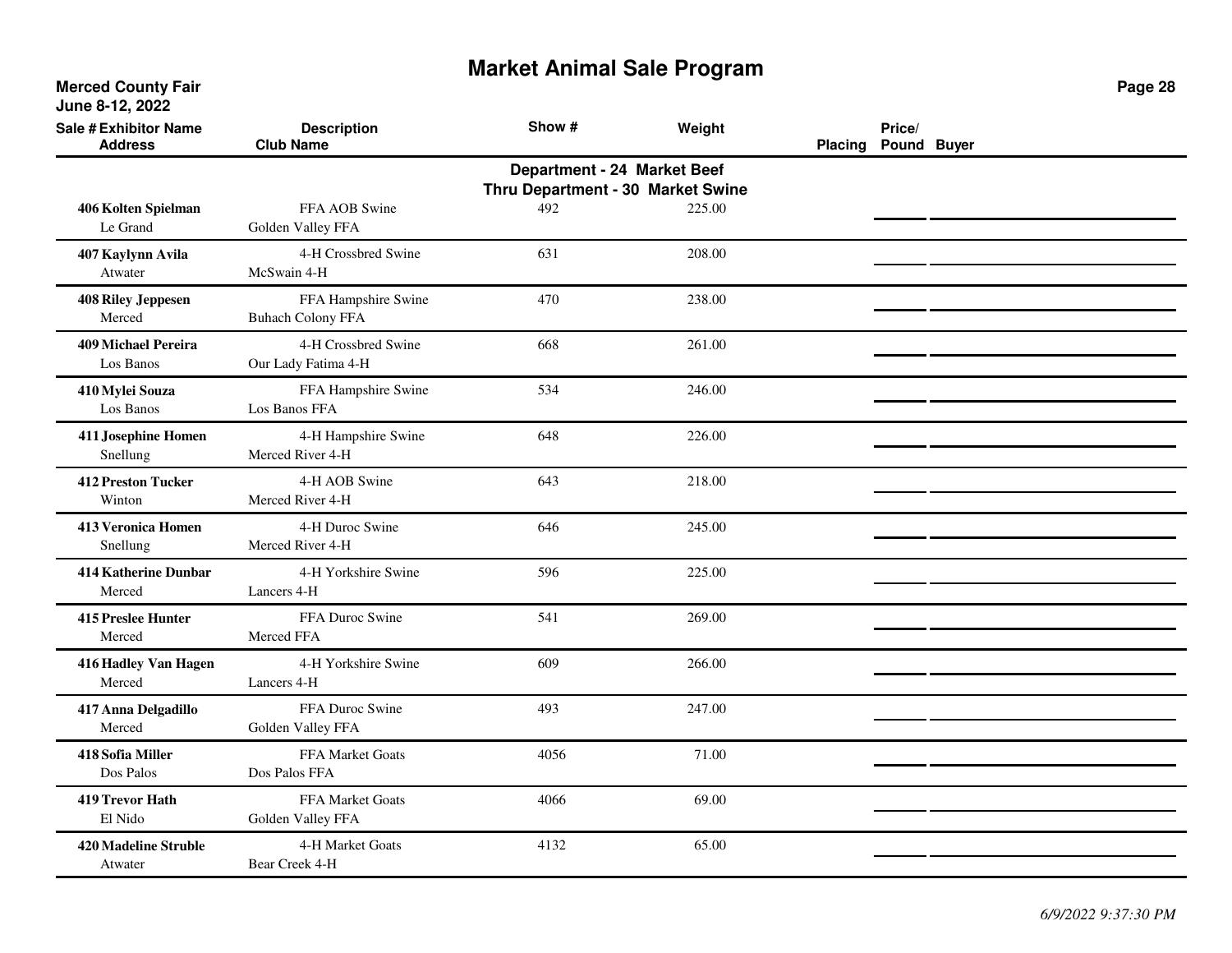# Market Animal Sale Program

**Merced County Fair**
**June 8-12, 2022**

**Department - 24 Market Beef**
**Thru Department - 30 Market Swine**

| Sale # | Exhibitor Name / Address | Description / Club Name | Show # | Weight | Placing | Price/ Pound | Buyer |
|---|---|---|---|---|---|---|---|
| 406 | **Kolten Spielman**<br>Le Grand | FFA AOB Swine<br>Golden Valley FFA | 492 | 225.00 | | | |
| 407 | **Kaylynn Avila**<br>Atwater | 4-H Crossbred Swine<br>McSwain 4-H | 631 | 208.00 | | | |
| 408 | **Riley Jeppesen**<br>Merced | FFA Hampshire Swine<br>Buhach Colony FFA | 470 | 238.00 | | | |
| 409 | **Michael Pereira**<br>Los Banos | 4-H Crossbred Swine<br>Our Lady Fatima 4-H | 668 | 261.00 | | | |
| 410 | **Mylei Souza**<br>Los Banos | FFA Hampshire Swine<br>Los Banos FFA | 534 | 246.00 | | | |
| 411 | **Josephine Homen**<br>Snellung | 4-H Hampshire Swine<br>Merced River 4-H | 648 | 226.00 | | | |
| 412 | **Preston Tucker**<br>Winton | 4-H AOB Swine<br>Merced River 4-H | 643 | 218.00 | | | |
| 413 | **Veronica Homen**<br>Snellung | 4-H Duroc Swine<br>Merced River 4-H | 646 | 245.00 | | | |
| 414 | **Katherine Dunbar**<br>Merced | 4-H Yorkshire Swine<br>Lancers 4-H | 596 | 225.00 | | | |
| 415 | **Preslee Hunter**<br>Merced | FFA Duroc Swine<br>Merced FFA | 541 | 269.00 | | | |
| 416 | **Hadley Van Hagen**<br>Merced | 4-H Yorkshire Swine<br>Lancers 4-H | 609 | 266.00 | | | |
| 417 | **Anna Delgadillo**<br>Merced | FFA Duroc Swine<br>Golden Valley FFA | 493 | 247.00 | | | |
| 418 | **Sofia Miller**<br>Dos Palos | FFA Market Goats<br>Dos Palos FFA | 4056 | 71.00 | | | |
| 419 | **Trevor Hath**<br>El Nido | FFA Market Goats<br>Golden Valley FFA | 4066 | 69.00 | | | |
| 420 | **Madeline Struble**<br>Atwater | 4-H Market Goats<br>Bear Creek 4-H | 4132 | 65.00 | | | |

*6/9/2022 9:37:30 PM*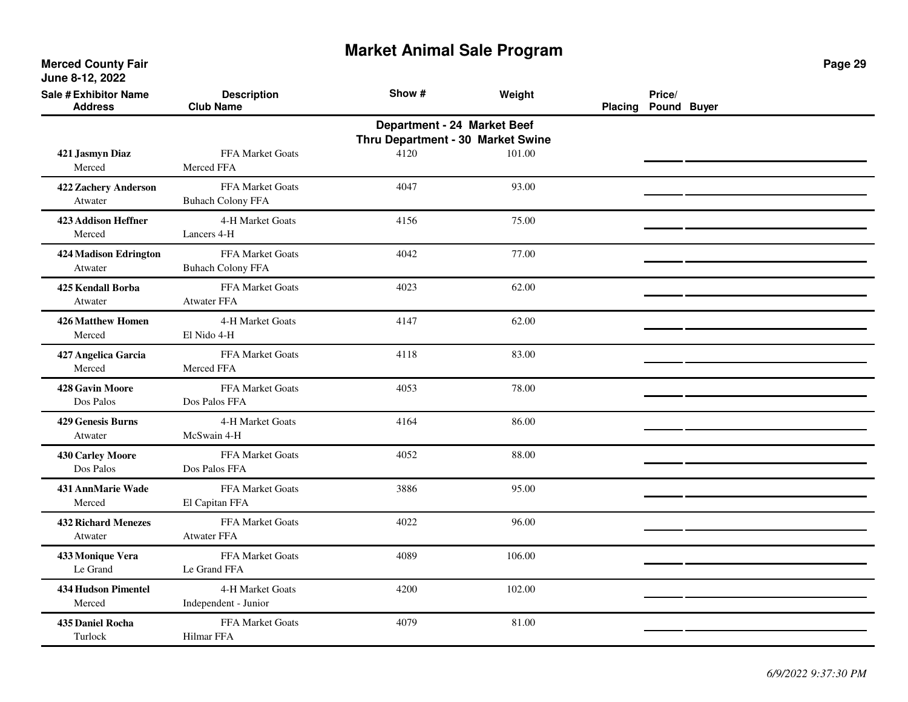# Market Animal Sale Program

**Merced County Fair**
**June 8-12, 2022**

## Department - 24 Market Beef Thru Department - 30 Market Swine

| Sale # | Exhibitor Name / Address | Description / Club Name | Show # | Weight | Placing | Price/ Pound | Buyer |
|---|---|---|---|---|---|---|---|
| 421 | **Jasmyn Diaz**<br>Merced | FFA Market Goats<br>Merced FFA | 4120 | 101.00 | | | |
| 422 | **Zachery Anderson**<br>Atwater | FFA Market Goats<br>Buhach Colony FFA | 4047 | 93.00 | | | |
| 423 | **Addison Heffner**<br>Merced | 4-H Market Goats<br>Lancers 4-H | 4156 | 75.00 | | | |
| 424 | **Madison Edrington**<br>Atwater | FFA Market Goats<br>Buhach Colony FFA | 4042 | 77.00 | | | |
| 425 | **Kendall Borba**<br>Atwater | FFA Market Goats<br>Atwater FFA | 4023 | 62.00 | | | |
| 426 | **Matthew Homen**<br>Merced | 4-H Market Goats<br>El Nido 4-H | 4147 | 62.00 | | | |
| 427 | **Angelica Garcia**<br>Merced | FFA Market Goats<br>Merced FFA | 4118 | 83.00 | | | |
| 428 | **Gavin Moore**<br>Dos Palos | FFA Market Goats<br>Dos Palos FFA | 4053 | 78.00 | | | |
| 429 | **Genesis Burns**<br>Atwater | 4-H Market Goats<br>McSwain 4-H | 4164 | 86.00 | | | |
| 430 | **Carley Moore**<br>Dos Palos | FFA Market Goats<br>Dos Palos FFA | 4052 | 88.00 | | | |
| 431 | **AnnMarie Wade**<br>Merced | FFA Market Goats<br>El Capitan FFA | 3886 | 95.00 | | | |
| 432 | **Richard Menezes**<br>Atwater | FFA Market Goats<br>Atwater FFA | 4022 | 96.00 | | | |
| 433 | **Monique Vera**<br>Le Grand | FFA Market Goats<br>Le Grand FFA | 4089 | 106.00 | | | |
| 434 | **Hudson Pimentel**<br>Merced | 4-H Market Goats<br>Independent - Junior | 4200 | 102.00 | | | |
| 435 | **Daniel Rocha**<br>Turlock | FFA Market Goats<br>Hilmar FFA | 4079 | 81.00 | | | |

*6/9/2022 9:37:30 PM*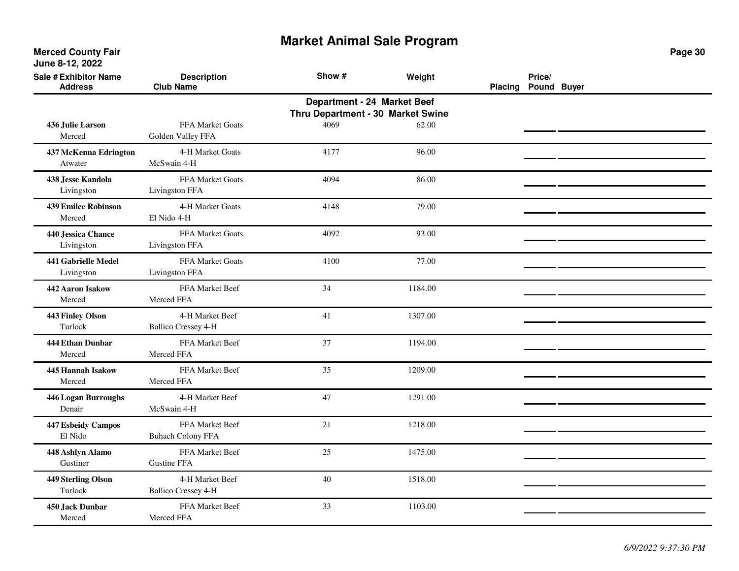# Market Animal Sale Program

**Merced County Fair**
**June 8-12, 2022**

**Department - 24 Market Beef**
**Thru Department - 30 Market Swine**

| Sale # | Exhibitor Name / Address | Description / Club Name | Show # | Weight | Placing | Price/ Pound | Buyer |
|---|---|---|---|---|---|---|---|
| 436 | **Julie Larson** Merced | FFA Market Goats Golden Valley FFA | 4069 | 62.00 | | | |
| 437 | **McKenna Edrington** Atwater | 4-H Market Goats McSwain 4-H | 4177 | 96.00 | | | |
| 438 | **Jesse Kandola** Livingston | FFA Market Goats Livingston FFA | 4094 | 86.00 | | | |
| 439 | **Emilee Robinson** Merced | 4-H Market Goats El Nido 4-H | 4148 | 79.00 | | | |
| 440 | **Jessica Chance** Livingston | FFA Market Goats Livingston FFA | 4092 | 93.00 | | | |
| 441 | **Gabrielle Medel** Livingston | FFA Market Goats Livingston FFA | 4100 | 77.00 | | | |
| 442 | **Aaron Isakow** Merced | FFA Market Beef Merced FFA | 34 | 1184.00 | | | |
| 443 | **Finley Olson** Turlock | 4-H Market Beef Ballico Cressey 4-H | 41 | 1307.00 | | | |
| 444 | **Ethan Dunbar** Merced | FFA Market Beef Merced FFA | 37 | 1194.00 | | | |
| 445 | **Hannah Isakow** Merced | FFA Market Beef Merced FFA | 35 | 1209.00 | | | |
| 446 | **Logan Burroughs** Denair | 4-H Market Beef McSwain 4-H | 47 | 1291.00 | | | |
| 447 | **Esbeidy Campos** El Nido | FFA Market Beef Buhach Colony FFA | 21 | 1218.00 | | | |
| 448 | **Ashlyn Alamo** Gustiner | FFA Market Beef Gustine FFA | 25 | 1475.00 | | | |
| 449 | **Sterling Olson** Turlock | 4-H Market Beef Ballico Cressey 4-H | 40 | 1518.00 | | | |
| 450 | **Jack Dunbar** Merced | FFA Market Beef Merced FFA | 33 | 1103.00 | | | |

*6/9/2022 9:37:30 PM*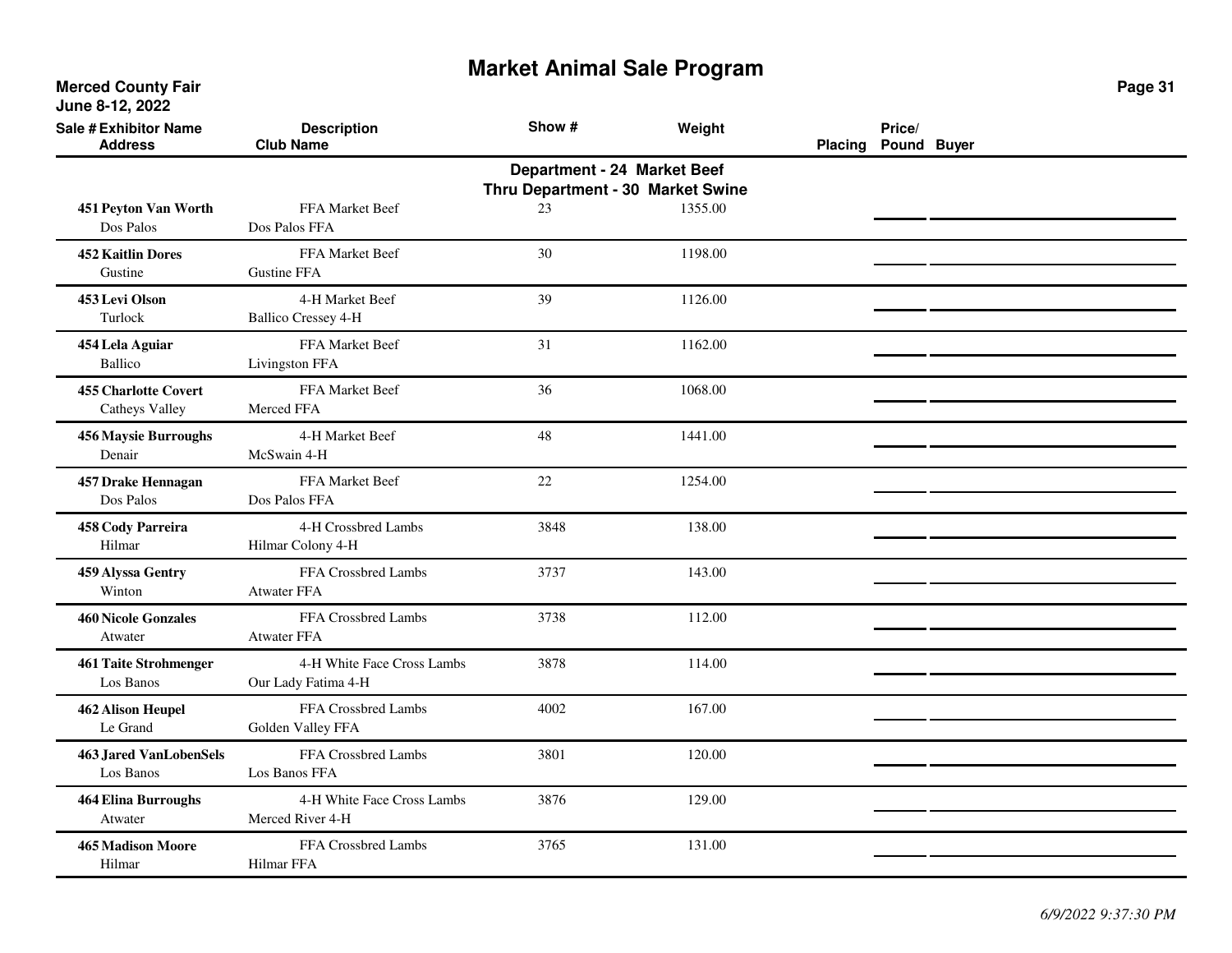# Market Animal Sale Program

**Merced County Fair**
**June 8-12, 2022**

**Department - 24 Market Beef**
**Thru Department - 30 Market Swine**

| Sale # | Exhibitor Name / Address | Description / Club Name | Show # | Weight | Placing | Price/ Pound | Buyer |
|---|---|---|---|---|---|---|---|
| 451 | **Peyton Van Worth**<br>Dos Palos | FFA Market Beef<br>Dos Palos FFA | 23 | 1355.00 | | | |
| 452 | **Kaitlin Dores**<br>Gustine | FFA Market Beef<br>Gustine FFA | 30 | 1198.00 | | | |
| 453 | **Levi Olson**<br>Turlock | 4-H Market Beef<br>Ballico Cressey 4-H | 39 | 1126.00 | | | |
| 454 | **Lela Aguiar**<br>Ballico | FFA Market Beef<br>Livingston FFA | 31 | 1162.00 | | | |
| 455 | **Charlotte Covert**<br>Catheys Valley | FFA Market Beef<br>Merced FFA | 36 | 1068.00 | | | |
| 456 | **Maysie Burroughs**<br>Denair | 4-H Market Beef<br>McSwain 4-H | 48 | 1441.00 | | | |
| 457 | **Drake Hennagan**<br>Dos Palos | FFA Market Beef<br>Dos Palos FFA | 22 | 1254.00 | | | |
| 458 | **Cody Parreira**<br>Hilmar | 4-H Crossbred Lambs<br>Hilmar Colony 4-H | 3848 | 138.00 | | | |
| 459 | **Alyssa Gentry**<br>Winton | FFA Crossbred Lambs<br>Atwater FFA | 3737 | 143.00 | | | |
| 460 | **Nicole Gonzales**<br>Atwater | FFA Crossbred Lambs<br>Atwater FFA | 3738 | 112.00 | | | |
| 461 | **Taite Strohmenger**<br>Los Banos | 4-H White Face Cross Lambs<br>Our Lady Fatima 4-H | 3878 | 114.00 | | | |
| 462 | **Alison Heupel**<br>Le Grand | FFA Crossbred Lambs<br>Golden Valley FFA | 4002 | 167.00 | | | |
| 463 | **Jared VanLobenSels**<br>Los Banos | FFA Crossbred Lambs<br>Los Banos FFA | 3801 | 120.00 | | | |
| 464 | **Elina Burroughs**<br>Atwater | 4-H White Face Cross Lambs<br>Merced River 4-H | 3876 | 129.00 | | | |
| 465 | **Madison Moore**<br>Hilmar | FFA Crossbred Lambs<br>Hilmar FFA | 3765 | 131.00 | | | |

*6/9/2022 9:37:30 PM*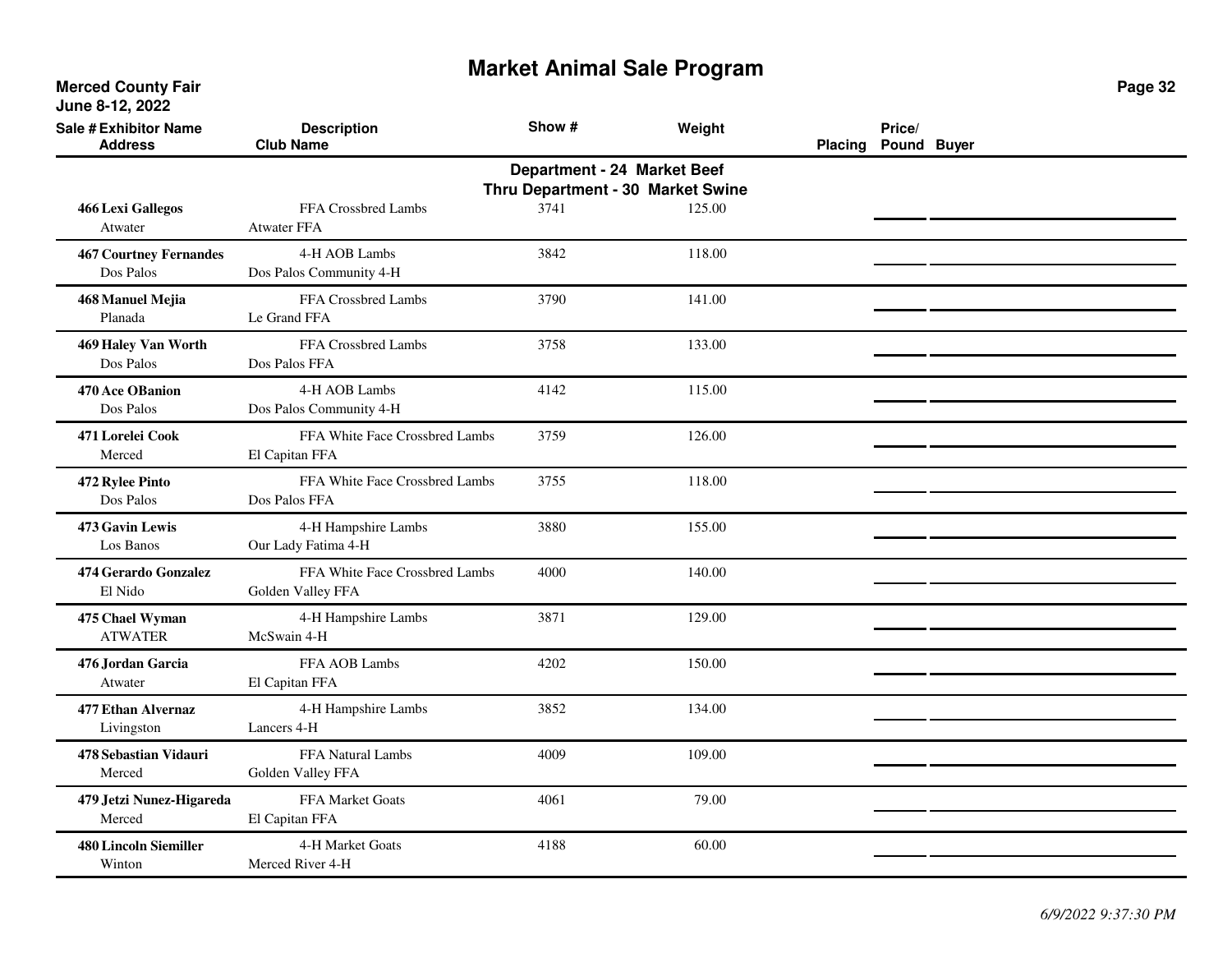# Market Animal Sale Program

**Merced County Fair**
**June 8-12, 2022**

## Department - 24 Market Beef Thru Department - 30 Market Swine

| Sale # | Exhibitor Name / Address | Description / Club Name | Show # | Weight | Placing | Price/Pound | Buyer |
|---|---|---|---|---|---|---|---|
| 466 | **Lexi Gallegos**<br>Atwater | FFA Crossbred Lambs<br>Atwater FFA | 3741 | 125.00 | | | |
| 467 | **Courtney Fernandes**<br>Dos Palos | 4-H AOB Lambs<br>Dos Palos Community 4-H | 3842 | 118.00 | | | |
| 468 | **Manuel Mejia**<br>Planada | FFA Crossbred Lambs<br>Le Grand FFA | 3790 | 141.00 | | | |
| 469 | **Haley Van Worth**<br>Dos Palos | FFA Crossbred Lambs<br>Dos Palos FFA | 3758 | 133.00 | | | |
| 470 | **Ace OBanion**<br>Dos Palos | 4-H AOB Lambs<br>Dos Palos Community 4-H | 4142 | 115.00 | | | |
| 471 | **Lorelei Cook**<br>Merced | FFA White Face Crossbred Lambs<br>El Capitan FFA | 3759 | 126.00 | | | |
| 472 | **Rylee Pinto**<br>Dos Palos | FFA White Face Crossbred Lambs<br>Dos Palos FFA | 3755 | 118.00 | | | |
| 473 | **Gavin Lewis**<br>Los Banos | 4-H Hampshire Lambs<br>Our Lady Fatima 4-H | 3880 | 155.00 | | | |
| 474 | **Gerardo Gonzalez**<br>El Nido | FFA White Face Crossbred Lambs<br>Golden Valley FFA | 4000 | 140.00 | | | |
| 475 | **Chael Wyman**<br>ATWATER | 4-H Hampshire Lambs<br>McSwain 4-H | 3871 | 129.00 | | | |
| 476 | **Jordan Garcia**<br>Atwater | FFA AOB Lambs<br>El Capitan FFA | 4202 | 150.00 | | | |
| 477 | **Ethan Alvernaz**<br>Livingston | 4-H Hampshire Lambs<br>Lancers 4-H | 3852 | 134.00 | | | |
| 478 | **Sebastian Vidauri**<br>Merced | FFA Natural Lambs<br>Golden Valley FFA | 4009 | 109.00 | | | |
| 479 | **Jetzi Nunez-Higareda**<br>Merced | FFA Market Goats<br>El Capitan FFA | 4061 | 79.00 | | | |
| 480 | **Lincoln Siemiller**<br>Winton | 4-H Market Goats<br>Merced River 4-H | 4188 | 60.00 | | | |

*6/9/2022 9:37:30 PM*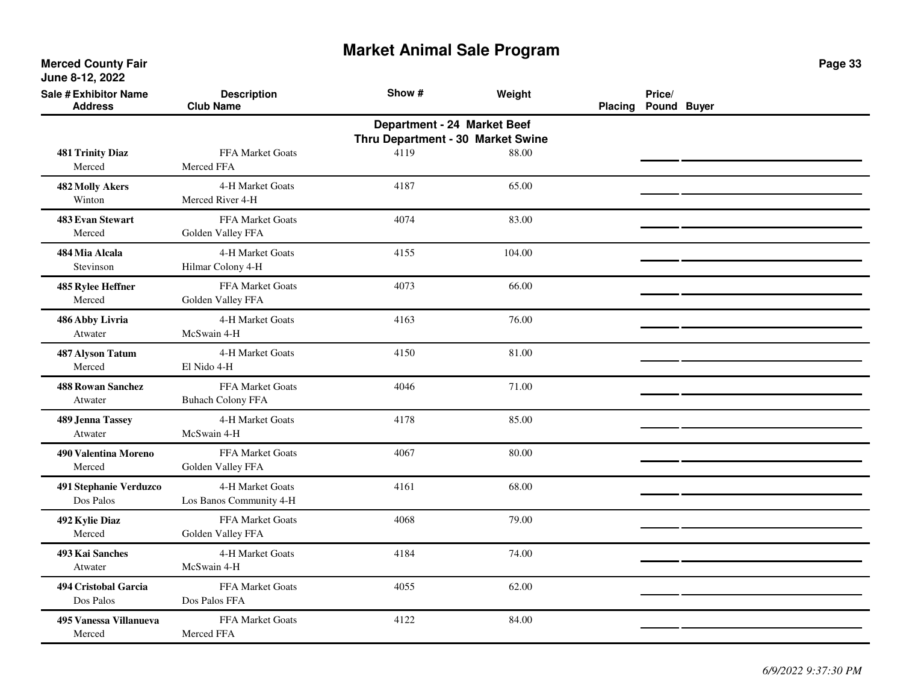# Market Animal Sale Program

**Merced County Fair**
**June 8-12, 2022**

## Department - 24 Market Beef Thru Department - 30 Market Swine

| Sale # Exhibitor Name / Address | Description / Club Name | Show # | Weight | Placing | Price/ Pound | Buyer |
|---|---|---|---|---|---|---|
| **481 Trinity Diaz**<br>Merced | FFA Market Goats<br>Merced FFA | 4119 | 88.00 | | | |
| **482 Molly Akers**<br>Winton | 4-H Market Goats<br>Merced River 4-H | 4187 | 65.00 | | | |
| **483 Evan Stewart**<br>Merced | FFA Market Goats<br>Golden Valley FFA | 4074 | 83.00 | | | |
| **484 Mia Alcala**<br>Stevinson | 4-H Market Goats<br>Hilmar Colony 4-H | 4155 | 104.00 | | | |
| **485 Rylee Heffner**<br>Merced | FFA Market Goats<br>Golden Valley FFA | 4073 | 66.00 | | | |
| **486 Abby Livria**<br>Atwater | 4-H Market Goats<br>McSwain 4-H | 4163 | 76.00 | | | |
| **487 Alyson Tatum**<br>Merced | 4-H Market Goats<br>El Nido 4-H | 4150 | 81.00 | | | |
| **488 Rowan Sanchez**<br>Atwater | FFA Market Goats<br>Buhach Colony FFA | 4046 | 71.00 | | | |
| **489 Jenna Tassey**<br>Atwater | 4-H Market Goats<br>McSwain 4-H | 4178 | 85.00 | | | |
| **490 Valentina Moreno**<br>Merced | FFA Market Goats<br>Golden Valley FFA | 4067 | 80.00 | | | |
| **491 Stephanie Verduzco**<br>Dos Palos | 4-H Market Goats<br>Los Banos Community 4-H | 4161 | 68.00 | | | |
| **492 Kylie Diaz**<br>Merced | FFA Market Goats<br>Golden Valley FFA | 4068 | 79.00 | | | |
| **493 Kai Sanches**<br>Atwater | 4-H Market Goats<br>McSwain 4-H | 4184 | 74.00 | | | |
| **494 Cristobal Garcia**<br>Dos Palos | FFA Market Goats<br>Dos Palos FFA | 4055 | 62.00 | | | |
| **495 Vanessa Villanueva**<br>Merced | FFA Market Goats<br>Merced FFA | 4122 | 84.00 | | | |

*6/9/2022 9:37:30 PM*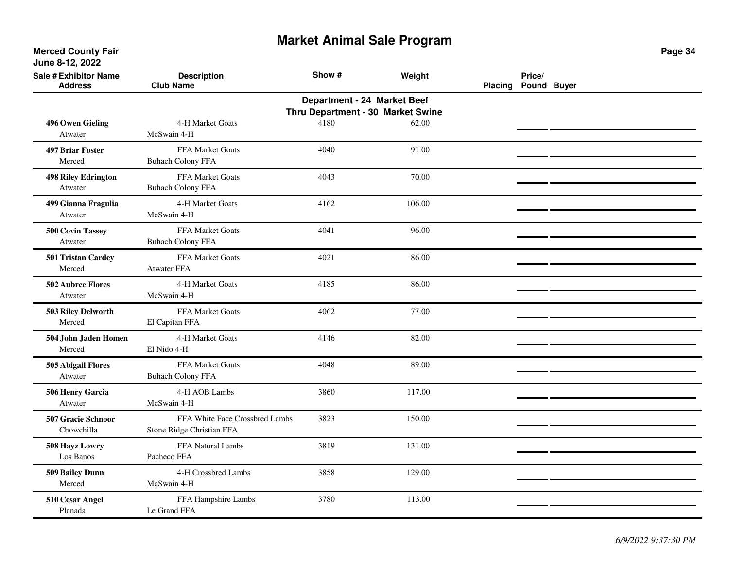# Market Animal Sale Program

**Merced County Fair**
**June 8-12, 2022**

## Department - 24 Market Beef Thru Department - 30 Market Swine

| Sale # | Exhibitor Name / Address | Description / Club Name | Show # | Weight | Placing | Price/ Pound | Buyer |
|---|---|---|---|---|---|---|---|
| 496 | **Owen Gieling**<br>Atwater | 4-H Market Goats<br>McSwain 4-H | 4180 | 62.00 | | | |
| 497 | **Briar Foster**<br>Merced | FFA Market Goats<br>Buhach Colony FFA | 4040 | 91.00 | | | |
| 498 | **Riley Edrington**<br>Atwater | FFA Market Goats<br>Buhach Colony FFA | 4043 | 70.00 | | | |
| 499 | **Gianna Fragulia**<br>Atwater | 4-H Market Goats<br>McSwain 4-H | 4162 | 106.00 | | | |
| 500 | **Covin Tassey**<br>Atwater | FFA Market Goats<br>Buhach Colony FFA | 4041 | 96.00 | | | |
| 501 | **Tristan Cardey**<br>Merced | FFA Market Goats<br>Atwater FFA | 4021 | 86.00 | | | |
| 502 | **Aubree Flores**<br>Atwater | 4-H Market Goats<br>McSwain 4-H | 4185 | 86.00 | | | |
| 503 | **Riley Delworth**<br>Merced | FFA Market Goats<br>El Capitan FFA | 4062 | 77.00 | | | |
| 504 | **John Jaden Homen**<br>Merced | 4-H Market Goats<br>El Nido 4-H | 4146 | 82.00 | | | |
| 505 | **Abigail Flores**<br>Atwater | FFA Market Goats<br>Buhach Colony FFA | 4048 | 89.00 | | | |
| 506 | **Henry Garcia**<br>Atwater | 4-H AOB Lambs<br>McSwain 4-H | 3860 | 117.00 | | | |
| 507 | **Gracie Schnoor**<br>Chowchilla | FFA White Face Crossbred Lambs<br>Stone Ridge Christian FFA | 3823 | 150.00 | | | |
| 508 | **Hayz Lowry**<br>Los Banos | FFA Natural Lambs<br>Pacheco FFA | 3819 | 131.00 | | | |
| 509 | **Bailey Dunn**<br>Merced | 4-H Crossbred Lambs<br>McSwain 4-H | 3858 | 129.00 | | | |
| 510 | **Cesar Angel**<br>Planada | FFA Hampshire Lambs<br>Le Grand FFA | 3780 | 113.00 | | | |

*6/9/2022 9:37:30 PM*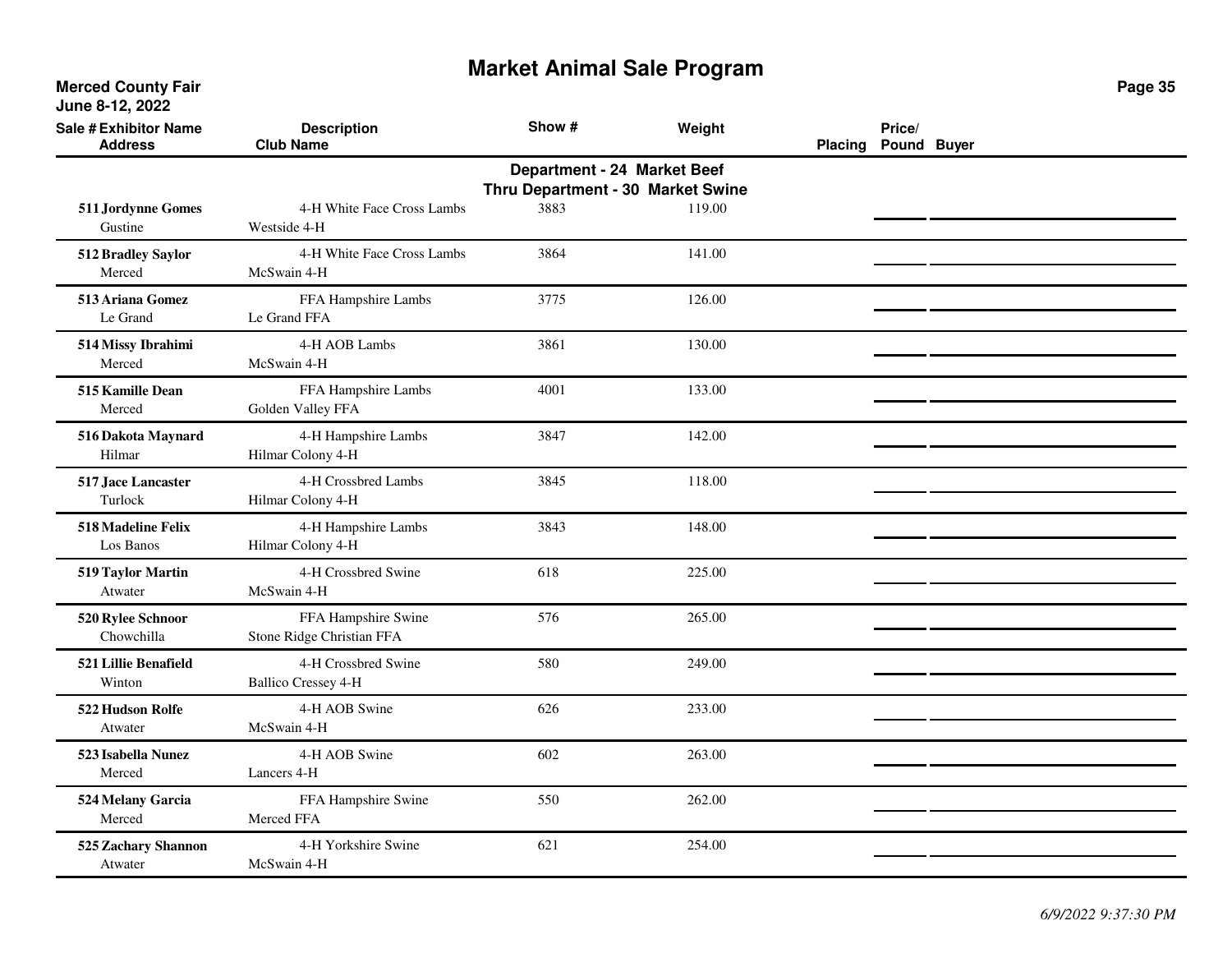# Market Animal Sale Program

**Merced County Fair**
**June 8-12, 2022**

**Department - 24 Market Beef**
**Thru Department - 30 Market Swine**

| Sale # | Exhibitor Name / Address | Description / Club Name | Show # | Weight | Placing | Price/ Pound | Buyer |
|---|---|---|---|---|---|---|---|
| 511 | **Jordynne Gomes**<br>Gustine | 4-H White Face Cross Lambs<br>Westside 4-H | 3883 | 119.00 | | | |
| 512 | **Bradley Saylor**<br>Merced | 4-H White Face Cross Lambs<br>McSwain 4-H | 3864 | 141.00 | | | |
| 513 | **Ariana Gomez**<br>Le Grand | FFA Hampshire Lambs<br>Le Grand FFA | 3775 | 126.00 | | | |
| 514 | **Missy Ibrahimi**<br>Merced | 4-H AOB Lambs<br>McSwain 4-H | 3861 | 130.00 | | | |
| 515 | **Kamille Dean**<br>Merced | FFA Hampshire Lambs<br>Golden Valley FFA | 4001 | 133.00 | | | |
| 516 | **Dakota Maynard**<br>Hilmar | 4-H Hampshire Lambs<br>Hilmar Colony 4-H | 3847 | 142.00 | | | |
| 517 | **Jace Lancaster**<br>Turlock | 4-H Crossbred Lambs<br>Hilmar Colony 4-H | 3845 | 118.00 | | | |
| 518 | **Madeline Felix**<br>Los Banos | 4-H Hampshire Lambs<br>Hilmar Colony 4-H | 3843 | 148.00 | | | |
| 519 | **Taylor Martin**<br>Atwater | 4-H Crossbred Swine<br>McSwain 4-H | 618 | 225.00 | | | |
| 520 | **Rylee Schnoor**<br>Chowchilla | FFA Hampshire Swine<br>Stone Ridge Christian FFA | 576 | 265.00 | | | |
| 521 | **Lillie Benafield**<br>Winton | 4-H Crossbred Swine<br>Ballico Cressey 4-H | 580 | 249.00 | | | |
| 522 | **Hudson Rolfe**<br>Atwater | 4-H AOB Swine<br>McSwain 4-H | 626 | 233.00 | | | |
| 523 | **Isabella Nunez**<br>Merced | 4-H AOB Swine<br>Lancers 4-H | 602 | 263.00 | | | |
| 524 | **Melany Garcia**<br>Merced | FFA Hampshire Swine<br>Merced FFA | 550 | 262.00 | | | |
| 525 | **Zachary Shannon**<br>Atwater | 4-H Yorkshire Swine<br>McSwain 4-H | 621 | 254.00 | | | |

*6/9/2022 9:37:30 PM*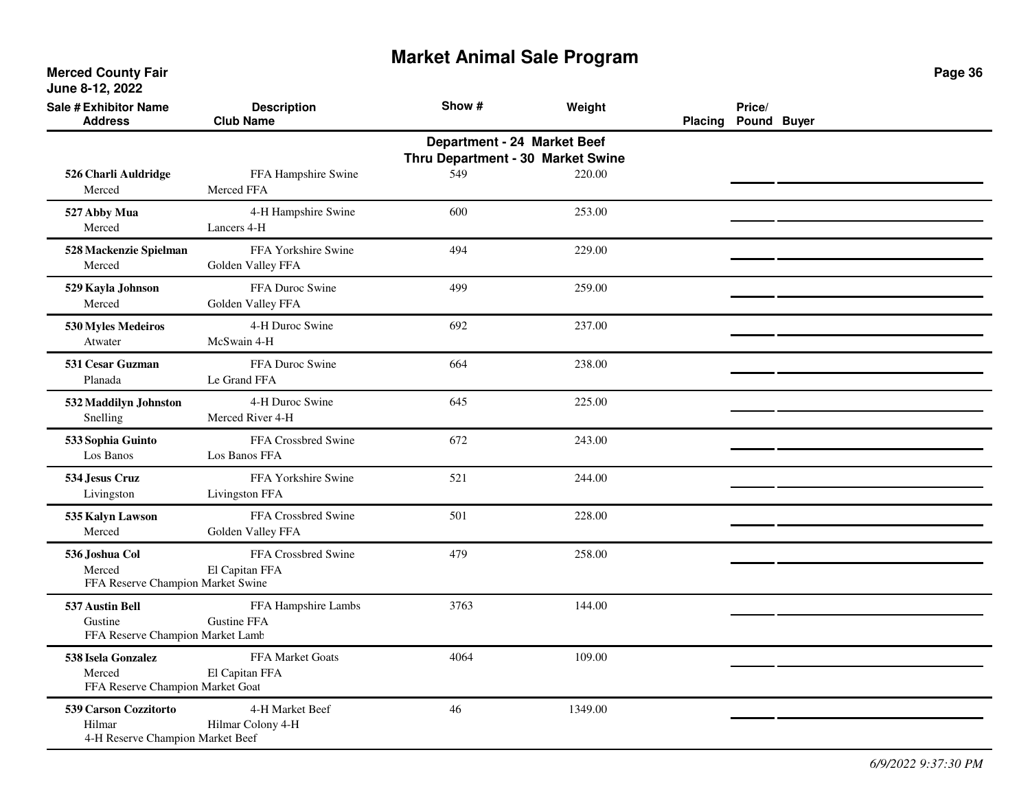# Market Animal Sale Program

**Merced County Fair**
**June 8-12, 2022**

**Department - 24 Market Beef**
**Thru Department - 30 Market Swine**

| Sale # | Exhibitor Name / Address | Description / Club Name | Show # | Weight | Placing | Price/ Pound | Buyer |
|---|---|---|---|---|---|---|---|
| 526 | **Charli Auldridge**<br>Merced | FFA Hampshire Swine<br>Merced FFA | 549 | 220.00 | | | |
| 527 | **Abby Mua**<br>Merced | 4-H Hampshire Swine<br>Lancers 4-H | 600 | 253.00 | | | |
| 528 | **Mackenzie Spielman**<br>Merced | FFA Yorkshire Swine<br>Golden Valley FFA | 494 | 229.00 | | | |
| 529 | **Kayla Johnson**<br>Merced | FFA Duroc Swine<br>Golden Valley FFA | 499 | 259.00 | | | |
| 530 | **Myles Medeiros**<br>Atwater | 4-H Duroc Swine<br>McSwain 4-H | 692 | 237.00 | | | |
| 531 | **Cesar Guzman**<br>Planada | FFA Duroc Swine<br>Le Grand FFA | 664 | 238.00 | | | |
| 532 | **Maddilyn Johnston**<br>Snelling | 4-H Duroc Swine<br>Merced River 4-H | 645 | 225.00 | | | |
| 533 | **Sophia Guinto**<br>Los Banos | FFA Crossbred Swine<br>Los Banos FFA | 672 | 243.00 | | | |
| 534 | **Jesus Cruz**<br>Livingston | FFA Yorkshire Swine<br>Livingston FFA | 521 | 244.00 | | | |
| 535 | **Kalyn Lawson**<br>Merced | FFA Crossbred Swine<br>Golden Valley FFA | 501 | 228.00 | | | |
| 536 | **Joshua Col**<br>Merced<br>FFA Reserve Champion Market Swine | FFA Crossbred Swine<br>El Capitan FFA | 479 | 258.00 | | | |
| 537 | **Austin Bell**<br>Gustine<br>FFA Reserve Champion Market Lamb | FFA Hampshire Lambs<br>Gustine FFA | 3763 | 144.00 | | | |
| 538 | **Isela Gonzalez**<br>Merced<br>FFA Reserve Champion Market Goat | FFA Market Goats<br>El Capitan FFA | 4064 | 109.00 | | | |
| 539 | **Carson Cozzitorto**<br>Hilmar<br>4-H Reserve Champion Market Beef | 4-H Market Beef<br>Hilmar Colony 4-H | 46 | 1349.00 | | | |

*6/9/2022 9:37:30 PM*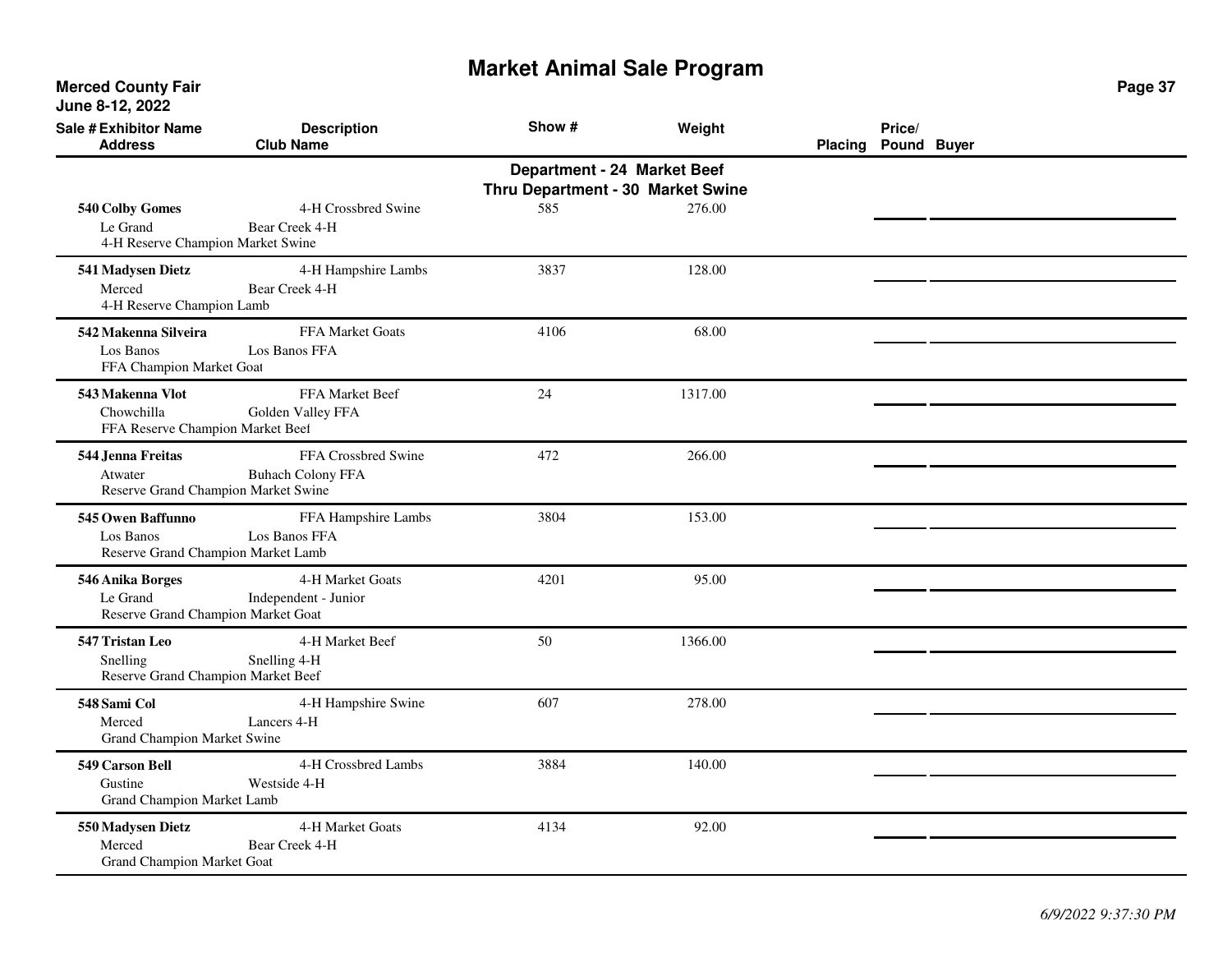# Market Animal Sale Program

**Merced County Fair**
**June 8-12, 2022**

## Department - 24 Market Beef Thru Department - 30 Market Swine

| Sale # | Exhibitor Name / Address | Description / Club Name | Show # | Weight | Placing | Price/ Pound | Buyer |
|---|---|---|---|---|---|---|---|
| 540 | **Colby Gomes**<br>Le Grand<br>4-H Reserve Champion Market Swine | 4-H Crossbred Swine<br>Bear Creek 4-H | 585 | 276.00 | | | |
| 541 | **Madysen Dietz**<br>Merced<br>4-H Reserve Champion Lamb | 4-H Hampshire Lambs<br>Bear Creek 4-H | 3837 | 128.00 | | | |
| 542 | **Makenna Silveira**<br>Los Banos<br>FFA Champion Market Goat | FFA Market Goats<br>Los Banos FFA | 4106 | 68.00 | | | |
| 543 | **Makenna Vlot**<br>Chowchilla<br>FFA Reserve Champion Market Beef | FFA Market Beef<br>Golden Valley FFA | 24 | 1317.00 | | | |
| 544 | **Jenna Freitas**<br>Atwater<br>Reserve Grand Champion Market Swine | FFA Crossbred Swine<br>Buhach Colony FFA | 472 | 266.00 | | | |
| 545 | **Owen Baffunno**<br>Los Banos<br>Reserve Grand Champion Market Lamb | FFA Hampshire Lambs<br>Los Banos FFA | 3804 | 153.00 | | | |
| 546 | **Anika Borges**<br>Le Grand<br>Reserve Grand Champion Market Goat | 4-H Market Goats<br>Independent - Junior | 4201 | 95.00 | | | |
| 547 | **Tristan Leo**<br>Snelling<br>Reserve Grand Champion Market Beef | 4-H Market Beef<br>Snelling 4-H | 50 | 1366.00 | | | |
| 548 | **Sami Col**<br>Merced<br>Grand Champion Market Swine | 4-H Hampshire Swine<br>Lancers 4-H | 607 | 278.00 | | | |
| 549 | **Carson Bell**<br>Gustine<br>Grand Champion Market Lamb | 4-H Crossbred Lambs<br>Westside 4-H | 3884 | 140.00 | | | |
| 550 | **Madysen Dietz**<br>Merced<br>Grand Champion Market Goat | 4-H Market Goats<br>Bear Creek 4-H | 4134 | 92.00 | | | |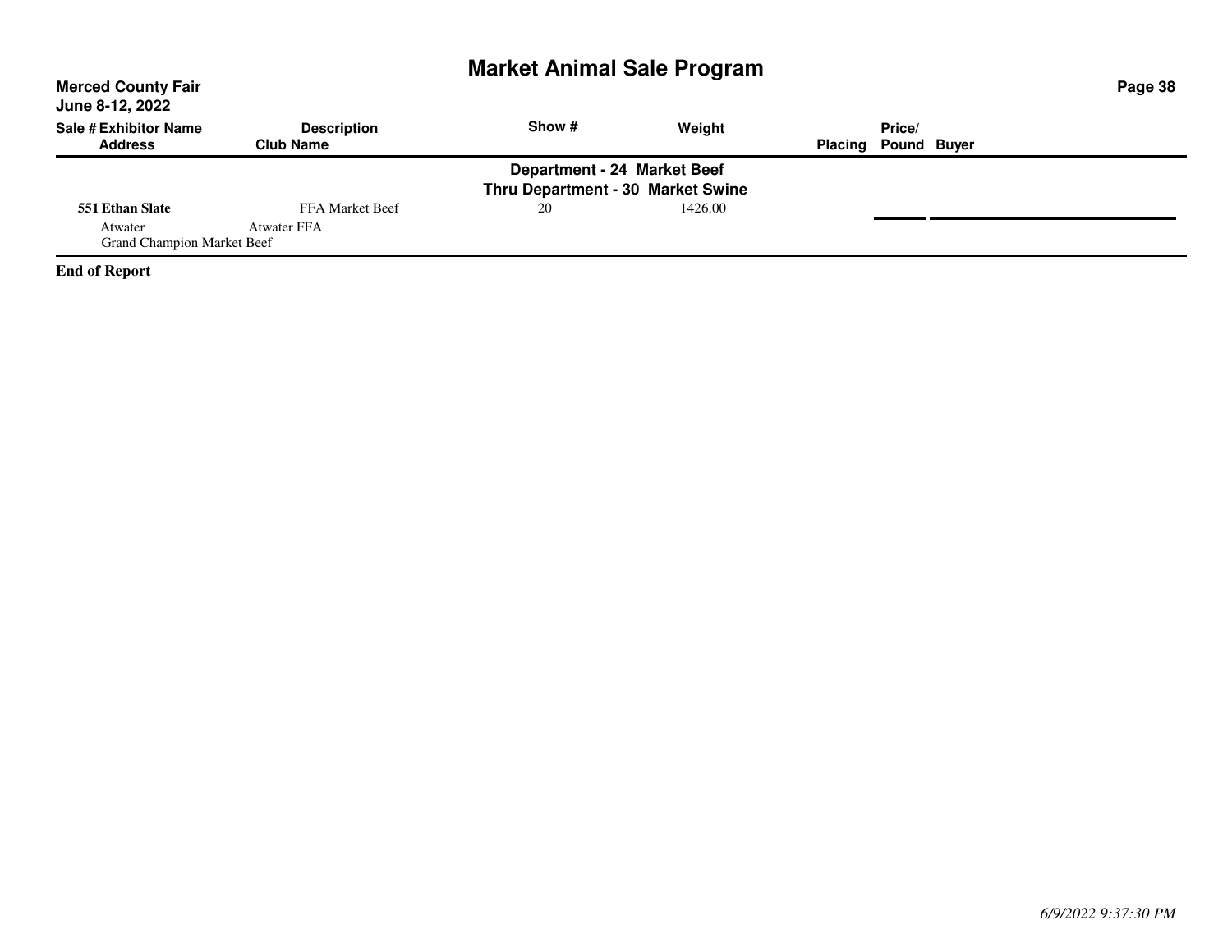# Market Animal Sale Program

**Merced County Fair**
**June 8-12, 2022**

| Sale # | Exhibitor Name / Address | Description / Club Name | Show # | Weight | Placing | Price/ Pound | Buyer |
|---|---|---|---|---|---|---|---|

### Department - 24 Market Beef
### Thru Department - 30 Market Swine

| Sale # | Exhibitor Name / Address | Description / Club Name | Show # | Weight | Placing | Price/ Pound | Buyer |
|---|---|---|---|---|---|---|---|
| 551 | **Ethan Slate**<br>Atwater<br>Grand Champion Market Beef | FFA Market Beef<br>Atwater FFA | 20 | 1426.00 | | | |

**End of Report**

*6/9/2022 9:37:30 PM*